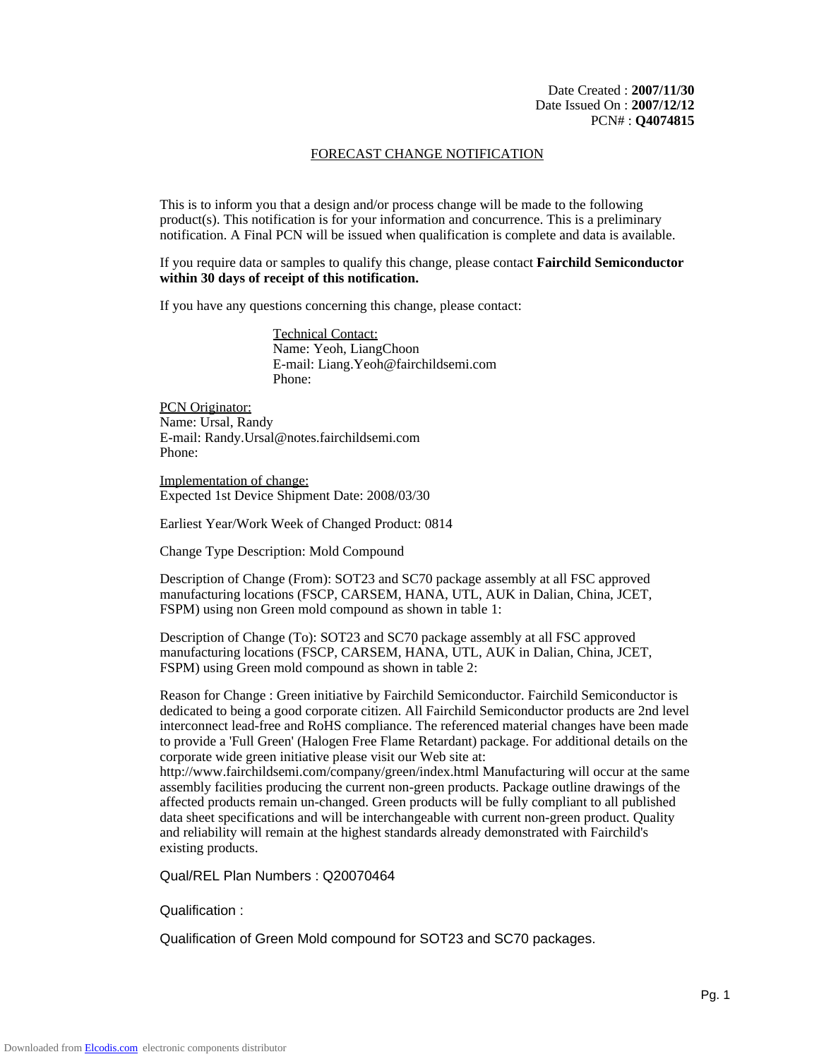Date Created : **2007/11/30**
Date Issued On : **2007/12/12**
PCN# : **Q4074815**

# FORECAST CHANGE NOTIFICATION

This is to inform you that a design and/or process change will be made to the following product(s). This notification is for your information and concurrence. This is a preliminary notification. A Final PCN will be issued when qualification is complete and data is available.

If you require data or samples to qualify this change, please contact **Fairchild Semiconductor within 30 days of receipt of this notification.**

If you have any questions concerning this change, please contact:

Technical Contact:
Name: Yeoh, LiangChoon
E-mail: Liang.Yeoh@fairchildsemi.com
Phone:

PCN Originator:
Name: Ursal, Randy
E-mail: Randy.Ursal@notes.fairchildsemi.com
Phone:

Implementation of change:
Expected 1st Device Shipment Date: 2008/03/30

Earliest Year/Work Week of Changed Product: 0814

Change Type Description: Mold Compound

Description of Change (From): SOT23 and SC70 package assembly at all FSC approved manufacturing locations (FSCP, CARSEM, HANA, UTL, AUK in Dalian, China, JCET, FSPM) using non Green mold compound as shown in table 1:

Description of Change (To): SOT23 and SC70 package assembly at all FSC approved manufacturing locations (FSCP, CARSEM, HANA, UTL, AUK in Dalian, China, JCET, FSPM) using Green mold compound as shown in table 2:

Reason for Change : Green initiative by Fairchild Semiconductor. Fairchild Semiconductor is dedicated to being a good corporate citizen. All Fairchild Semiconductor products are 2nd level interconnect lead-free and RoHS compliance. The referenced material changes have been made to provide a 'Full Green' (Halogen Free Flame Retardant) package. For additional details on the corporate wide green initiative please visit our Web site at: http://www.fairchildsemi.com/company/green/index.html Manufacturing will occur at the same assembly facilities producing the current non-green products. Package outline drawings of the affected products remain un-changed. Green products will be fully compliant to all published data sheet specifications and will be interchangeable with current non-green product. Quality and reliability will remain at the highest standards already demonstrated with Fairchild's existing products.

Qual/REL Plan Numbers : Q20070464

Qualification :

Qualification of Green Mold compound for SOT23 and SC70 packages.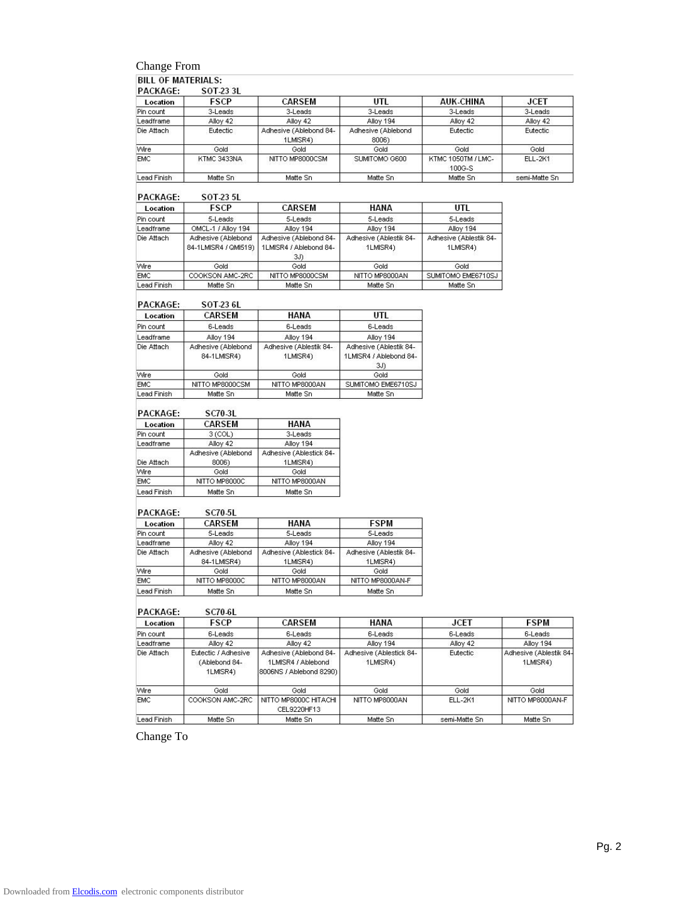Change From

**BILL OF MATERIALS:**

**PACKAGE: SOT-23 3L**

| Location | FSCP | CARSEM | UTL | AUK-CHINA | JCET |
|---|---|---|---|---|---|
| Pin count | 3-Leads | 3-Leads | 3-Leads | 3-Leads | 3-Leads |
| Leadframe | Alloy 42 | Alloy 42 | Alloy 194 | Alloy 42 | Alloy 42 |
| Die Attach | Eutectic | Adhesive (Ablebond 84-1LMISR4) | Adhesive (Ablebond 8006) | Eutectic | Eutectic |
| Wire | Gold | Gold | Gold | Gold | Gold |
| EMC | KTMC 3433NA | NITTO MP8000CSM | SUMITOMO G600 | KTMC 1050TM / LMC-100G-S | ELL-2K1 |
| Lead Finish | Matte Sn | Matte Sn | Matte Sn | Matte Sn | semi-Matte Sn |

**PACKAGE: SOT-23 5L**

| Location | FSCP | CARSEM | HANA | UTL |
|---|---|---|---|---|
| Pin count | 5-Leads | 5-Leads | 5-Leads | 5-Leads |
| Leadframe | OMCL-1 / Alloy 194 | Alloy 194 | Alloy 194 | Alloy 194 |
| Die Attach | Adhesive (Ablebond 84-1LMISR4 / QMI519) | Adhesive (Ablebond 84-1LMISR4 / Ablebond 84-3J) | Adhesive (Ablestik 84-1LMISR4) | Adhesive (Ablestik 84-1LMISR4) |
| Wire | Gold | Gold | Gold | Gold |
| EMC | COOKSON AMC-2RC | NITTO MP8000CSM | NITTO MP8000AN | SUMITOMO EME6710SJ |
| Lead Finish | Matte Sn | Matte Sn | Matte Sn | Matte Sn |

**PACKAGE: SOT-23 6L**

| Location | CARSEM | HANA | UTL |
|---|---|---|---|
| Pin count | 6-Leads | 6-Leads | 6-Leads |
| Leadframe | Alloy 194 | Alloy 194 | Alloy 194 |
| Die Attach | Adhesive (Ablebond 84-1LMISR4) | Adhesive (Ablestik 84-1LMISR4) | Adhesive (Ablestik 84-1LMISR4 / Ablebond 84-3J) |
| Wire | Gold | Gold | Gold |
| EMC | NITTO MP8000CSM | NITTO MP8000AN | SUMITOMO EME6710SJ |
| Lead Finish | Matte Sn | Matte Sn | Matte Sn |

**PACKAGE: SC70-3L**

| Location | CARSEM | HANA |
|---|---|---|
| Pin count | 3 (COL) | 3-Leads |
| Leadframe | Alloy 42 | Alloy 194 |
| Die Attach | Adhesive (Ablebond 8006) | Adhesive (Ablestick 84-1LMISR4) |
| Wire | Gold | Gold |
| EMC | NITTO MP8000C | NITTO MP8000AN |
| Lead Finish | Matte Sn | Matte Sn |

**PACKAGE: SC70-5L**

| Location | CARSEM | HANA | FSPM |
|---|---|---|---|
| Pin count | 5-Leads | 5-Leads | 5-Leads |
| Leadframe | Alloy 42 | Alloy 194 | Alloy 194 |
| Die Attach | Adhesive (Ablebond 84-1LMISR4) | Adhesive (Ablestick 84-1LMISR4) | Adhesive (Ablestik 84-1LMISR4) |
| Wire | Gold | Gold | Gold |
| EMC | NITTO MP8000C | NITTO MP8000AN | NITTO MP8000AN-F |
| Lead Finish | Matte Sn | Matte Sn | Matte Sn |

**PACKAGE: SC70-6L**

| Location | FSCP | CARSEM | HANA | JCET | FSPM |
|---|---|---|---|---|---|
| Pin count | 6-Leads | 6-Leads | 6-Leads | 6-Leads | 6-Leads |
| Leadframe | Alloy 42 | Alloy 42 | Alloy 194 | Alloy 42 | Alloy 194 |
| Die Attach | Eutectic / Adhesive (Ablebond 84-1LMISR4) | Adhesive (Ablebond 84-1LMISR4 / Ablebond 8006NS / Ablebond 8290) | Adhesive (Ablestick 84-1LMISR4) | Eutectic | Adhesive (Ablestik 84-1LMISR4) |
| Wire | Gold | Gold | Gold | Gold | Gold |
| EMC | COOKSON AMC-2RC | NITTO MP8000C HITACHI CEL9220HF13 | NITTO MP8000AN | ELL-2K1 | NITTO MP8000AN-F |
| Lead Finish | Matte Sn | Matte Sn | Matte Sn | semi-Matte Sn | Matte Sn |

Change To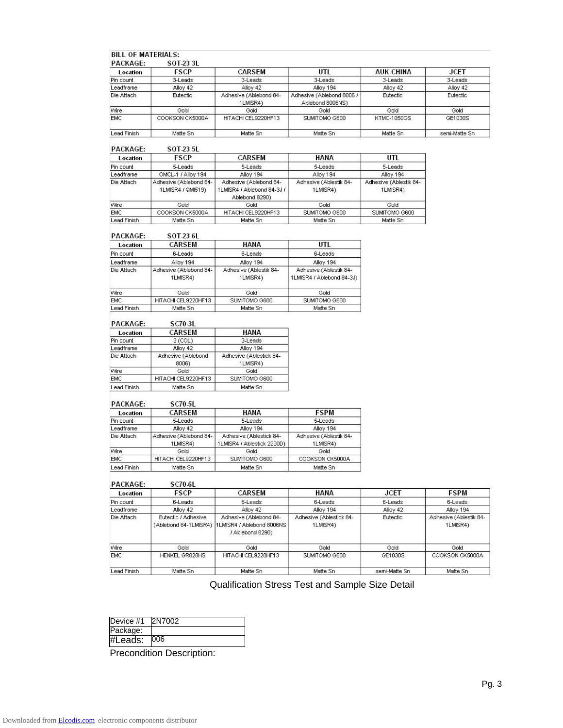**BILL OF MATERIALS:**

**PACKAGE: SOT-23 3L**

| Location | FSCP | CARSEM | UTL | AUK-CHINA | JCET |
|---|---|---|---|---|---|
| Pin count | 3-Leads | 3-Leads | 3-Leads | 3-Leads | 3-Leads |
| Leadframe | Alloy 42 | Alloy 42 | Alloy 194 | Alloy 42 | Alloy 42 |
| Die Attach | Eutectic | Adhesive (Ablebond 84-1LMISR4) | Adhesive (Ablebond 8006 / Ablebond 8006NS) | Eutectic | Eutectic |
| Wire | Gold | Gold | Gold | Gold | Gold |
| EMC | COOKSON CK5000A | HITACHI CEL9220HF13 | SUMITOMO G600 | KTMC-1050GS | GE1030S |
| Lead Finish | Matte Sn | Matte Sn | Matte Sn | Matte Sn | semi-Matte Sn |

**PACKAGE: SOT-23 5L**

| Location | FSCP | CARSEM | HANA | UTL |
|---|---|---|---|---|
| Pin count | 5-Leads | 5-Leads | 5-Leads | 5-Leads |
| Leadframe | OMCL-1 / Alloy 194 | Alloy 194 | Alloy 194 | Alloy 194 |
| Die Attach | Adhesive (Ablebond 84-1LMISR4 / QMI519) | Adhesive (Ablebond 84-1LMISR4 / Ablebond 84-3J / Ablebond 8290) | Adhesive (Ablestik 84-1LMISR4) | Adhesive (Ablestik 84-1LMISR4) |
| Wire | Gold | Gold | Gold | Gold |
| EMC | COOKSON CK5000A | HITACHI CEL9220HF13 | SUMITOMO G600 | SUMITOMO G600 |
| Lead Finish | Matte Sn | Matte Sn | Matte Sn | Matte Sn |

**PACKAGE: SOT-23 6L**

| Location | CARSEM | HANA | UTL |
|---|---|---|---|
| Pin count | 6-Leads | 6-Leads | 6-Leads |
| Leadframe | Alloy 194 | Alloy 194 | Alloy 194 |
| Die Attach | Adhesive (Ablebond 84-1LMISR4) | Adhesive (Ablestik 84-1LMISR4) | Adhesive (Ablestik 84-1LMISR4 / Ablebond 84-3J) |
| Wire | Gold | Gold | Gold |
| EMC | HITACHI CEL9220HF13 | SUMITOMO G600 | SUMITOMO G600 |
| Lead Finish | Matte Sn | Matte Sn | Matte Sn |

**PACKAGE: SC70-3L**

| Location | CARSEM | HANA |
|---|---|---|
| Pin count | 3 (COL) | 3-Leads |
| Leadframe | Alloy 42 | Alloy 194 |
| Die Attach | Adhesive (Ablebond 8006) | Adhesive (Ablestick 84-1LMISR4) |
| Wire | Gold | Gold |
| EMC | HITACHI CEL9220HF13 | SUMITOMO G600 |
| Lead Finish | Matte Sn | Matte Sn |

**PACKAGE: SC70-5L**

| Location | CARSEM | HANA | FSPM |
|---|---|---|---|
| Pin count | 5-Leads | 5-Leads | 5-Leads |
| Leadframe | Alloy 42 | Alloy 194 | Alloy 194 |
| Die Attach | Adhesive (Ablebond 84-1LMISR4) | Adhesive (Ablestick 84-1LMISR4 / Ablestick 2200D) | Adhesive (Ablestik 84-1LMISR4) |
| Wire | Gold | Gold | Gold |
| EMC | HITACHI CEL9220HF13 | SUMITOMO G600 | COOKSON CK5000A |
| Lead Finish | Matte Sn | Matte Sn | Matte Sn |

**PACKAGE: SC70-6L**

| Location | FSCP | CARSEM | HANA | JCET | FSPM |
|---|---|---|---|---|---|
| Pin count | 6-Leads | 6-Leads | 6-Leads | 6-Leads | 6-Leads |
| Leadframe | Alloy 42 | Alloy 42 | Alloy 194 | Alloy 42 | Alloy 194 |
| Die Attach | Eutectic / Adhesive (Ablebond 84-1LMISR4) | Adhesive (Ablebond 84-1LMISR4 / Ablebond 8006NS / Ablebond 8290) | Adhesive (Ablestick 84-1LMISR4) | Eutectic | Adhesive (Ablestik 84-1LMISR4) |
| Wire | Gold | Gold | Gold | Gold | Gold |
| EMC | HENKEL GR828HS | HITACHI CEL9220HF13 | SUMITOMO G600 | GE1030S | COOKSON CK5000A |
| Lead Finish | Matte Sn | Matte Sn | Matte Sn | semi-Matte Sn | Matte Sn |

## Qualification Stress Test and Sample Size Detail

| Device #1 | 2N7002 |
|---|---|
| Package: | |
| #Leads: | 006 |

Precondition Description: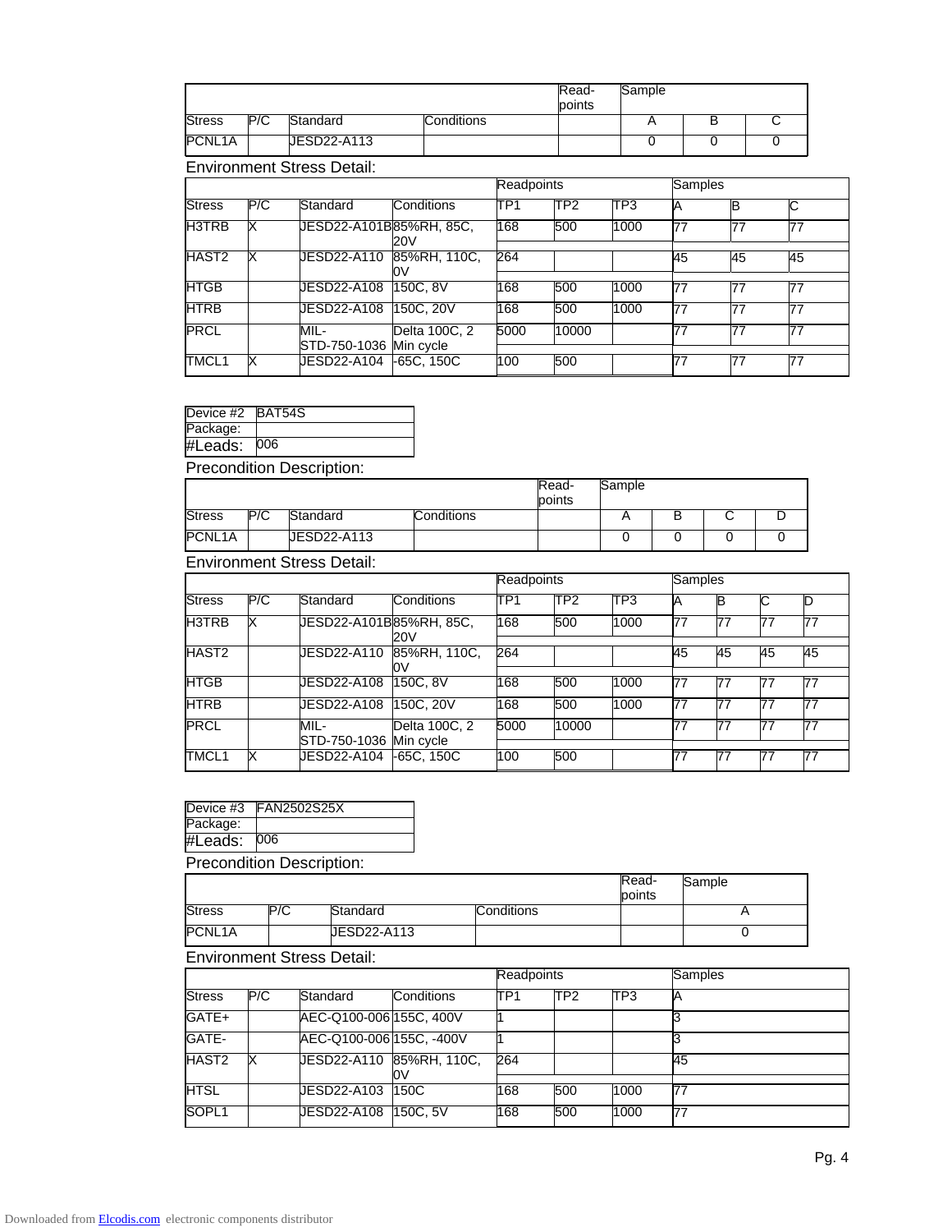| | | | | Read-points | Sample | | |
|---|---|---|---|---|---|---|---|
| Stress | P/C | Standard | Conditions | | A | B | C |
| PCNL1A | | JESD22-A113 | | | 0 | 0 | 0 |

Environment Stress Detail:

| | | | | Readpoints | | | Samples | | |
|---|---|---|---|---|---|---|---|---|---|
| Stress | P/C | Standard | Conditions | TP1 | TP2 | TP3 | A | B | C |
| H3TRB | X | JESD22-A101B | 85%RH, 85C, 20V | 168 | 500 | 1000 | 77 | 77 | 77 |
| HAST2 | X | JESD22-A110 | 85%RH, 110C, 0V | 264 | | | 45 | 45 | 45 |
| HTGB | | JESD22-A108 | 150C, 8V | 168 | 500 | 1000 | 77 | 77 | 77 |
| HTRB | | JESD22-A108 | 150C, 20V | 168 | 500 | 1000 | 77 | 77 | 77 |
| PRCL | | MIL-STD-750-1036 | Delta 100C, 2 Min cycle | 5000 | 10000 | | 77 | 77 | 77 |
| TMCL1 | X | JESD22-A104 | -65C, 150C | 100 | 500 | | 77 | 77 | 77 |

| Device #2 | BAT54S |
|---|---|
| Package: | |
| #Leads: | 006 |

Precondition Description:

| | | | | Read-points | Sample | | | |
|---|---|---|---|---|---|---|---|---|
| Stress | P/C | Standard | Conditions | | A | B | C | D |
| PCNL1A | | JESD22-A113 | | | 0 | 0 | 0 | 0 |

Environment Stress Detail:

| | | | | Readpoints | | | Samples | | | |
|---|---|---|---|---|---|---|---|---|---|---|
| Stress | P/C | Standard | Conditions | TP1 | TP2 | TP3 | A | B | C | D |
| H3TRB | X | JESD22-A101B | 85%RH, 85C, 20V | 168 | 500 | 1000 | 77 | 77 | 77 | 77 |
| HAST2 | | JESD22-A110 | 85%RH, 110C, 0V | 264 | | | 45 | 45 | 45 | 45 |
| HTGB | | JESD22-A108 | 150C, 8V | 168 | 500 | 1000 | 77 | 77 | 77 | 77 |
| HTRB | | JESD22-A108 | 150C, 20V | 168 | 500 | 1000 | 77 | 77 | 77 | 77 |
| PRCL | | MIL-STD-750-1036 | Delta 100C, 2 Min cycle | 5000 | 10000 | | 77 | 77 | 77 | 77 |
| TMCL1 | X | JESD22-A104 | -65C, 150C | 100 | 500 | | 77 | 77 | 77 | 77 |

| Device #3 | FAN2502S25X |
|---|---|
| Package: | |
| #Leads: | 006 |

Precondition Description:

| | | | | Read-points | Sample |
|---|---|---|---|---|---|
| Stress | P/C | Standard | Conditions | | A |
| PCNL1A | | JESD22-A113 | | | 0 |

Environment Stress Detail:

| | | | | Readpoints | | | Samples |
|---|---|---|---|---|---|---|---|
| Stress | P/C | Standard | Conditions | TP1 | TP2 | TP3 | A |
| GATE+ | | AEC-Q100-006 | 155C, 400V | 1 | | | 3 |
| GATE- | | AEC-Q100-006 | 155C, -400V | 1 | | | 3 |
| HAST2 | X | JESD22-A110 | 85%RH, 110C, 0V | 264 | | | 45 |
| HTSL | | JESD22-A103 | 150C | 168 | 500 | 1000 | 77 |
| SOPL1 | | JESD22-A108 | 150C, 5V | 168 | 500 | 1000 | 77 |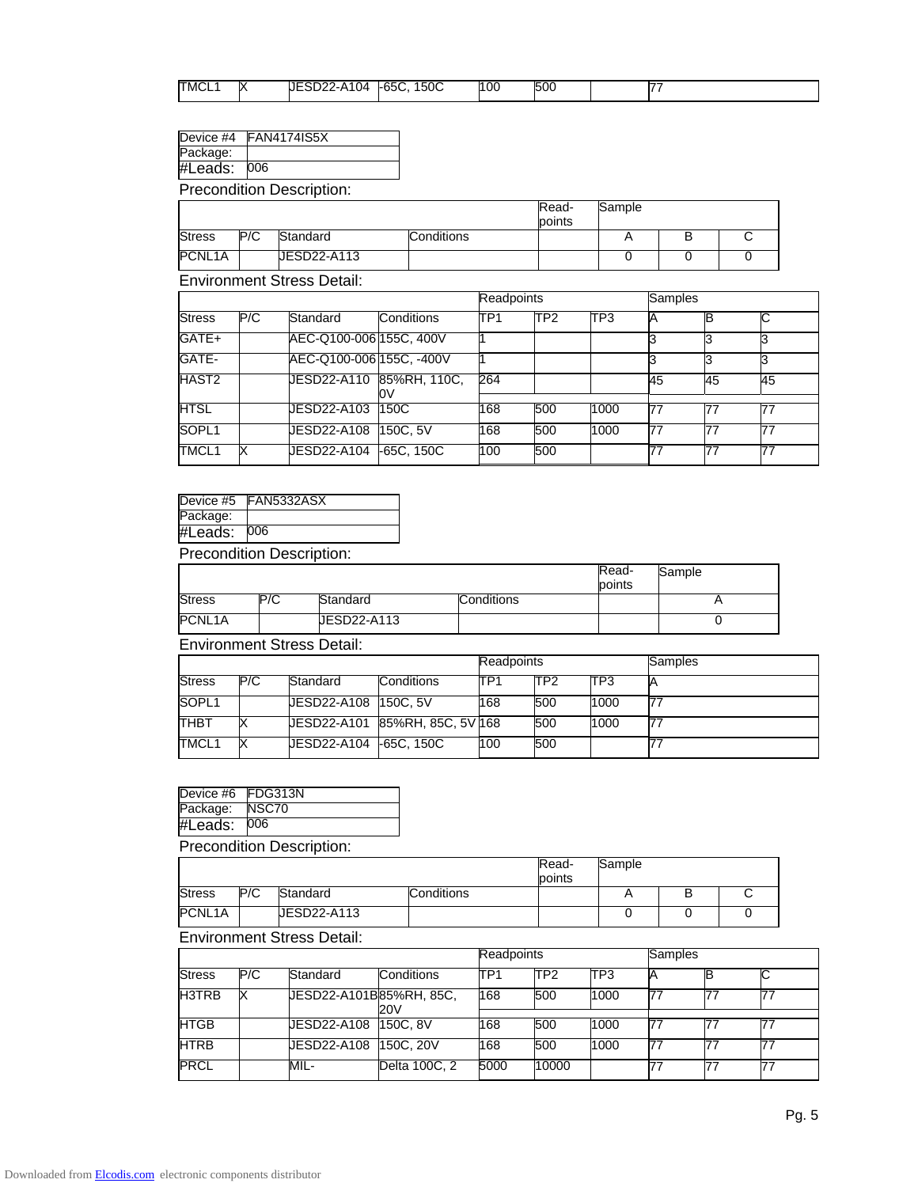| TMCL1 | X | JESD22-A104 | -65C, 150C | 100 | 500 | | 77 |
|---|---|---|---|---|---|---|---|

| Device #4 | FAN4174IS5X |
|---|---|
| Package: | |
| #Leads: | 006 |

Precondition Description:

| | | | | Read-points | Sample | | |
|---|---|---|---|---|---|---|---|
| Stress | P/C | Standard | Conditions | | A | B | C |
| PCNL1A | | JESD22-A113 | | | 0 | 0 | 0 |

Environment Stress Detail:

| | | | | Readpoints | | | Samples | | |
|---|---|---|---|---|---|---|---|---|---|
| Stress | P/C | Standard | Conditions | TP1 | TP2 | TP3 | A | B | C |
| GATE+ | | AEC-Q100-006 | 155C, 400V | 1 | | | 3 | 3 | 3 |
| GATE- | | AEC-Q100-006 | 155C, -400V | 1 | | | 3 | 3 | 3 |
| HAST2 | | JESD22-A110 | 85%RH, 110C, 0V | 264 | | | 45 | 45 | 45 |
| HTSL | | JESD22-A103 | 150C | 168 | 500 | 1000 | 77 | 77 | 77 |
| SOPL1 | | JESD22-A108 | 150C, 5V | 168 | 500 | 1000 | 77 | 77 | 77 |
| TMCL1 | X | JESD22-A104 | -65C, 150C | 100 | 500 | | 77 | 77 | 77 |

| Device #5 | FAN5332ASX |
|---|---|
| Package: | |
| #Leads: | 006 |

Precondition Description:

| | | | | Read-points | Sample |
|---|---|---|---|---|---|
| Stress | P/C | Standard | Conditions | | A |
| PCNL1A | | JESD22-A113 | | | 0 |

Environment Stress Detail:

| | | | | Readpoints | | | Samples |
|---|---|---|---|---|---|---|---|
| Stress | P/C | Standard | Conditions | TP1 | TP2 | TP3 | A |
| SOPL1 | | JESD22-A108 | 150C, 5V | 168 | 500 | 1000 | 77 |
| THBT | X | JESD22-A101 | 85%RH, 85C, 5V | 168 | 500 | 1000 | 77 |
| TMCL1 | X | JESD22-A104 | -65C, 150C | 100 | 500 | | 77 |

| Device #6 | FDG313N |
|---|---|
| Package: | NSC70 |
| #Leads: | 006 |

Precondition Description:

| | | | | Read-points | Sample | | |
|---|---|---|---|---|---|---|---|
| Stress | P/C | Standard | Conditions | | A | B | C |
| PCNL1A | | JESD22-A113 | | | 0 | 0 | 0 |

Environment Stress Detail:

| | | | | Readpoints | | | Samples | | |
|---|---|---|---|---|---|---|---|---|---|
| Stress | P/C | Standard | Conditions | TP1 | TP2 | TP3 | A | B | C |
| H3TRB | X | JESD22-A101B | 85%RH, 85C, 20V | 168 | 500 | 1000 | 77 | 77 | 77 |
| HTGB | | JESD22-A108 | 150C, 8V | 168 | 500 | 1000 | 77 | 77 | 77 |
| HTRB | | JESD22-A108 | 150C, 20V | 168 | 500 | 1000 | 77 | 77 | 77 |
| PRCL | | MIL- | Delta 100C, 2 | 5000 | 10000 | | 77 | 77 | 77 |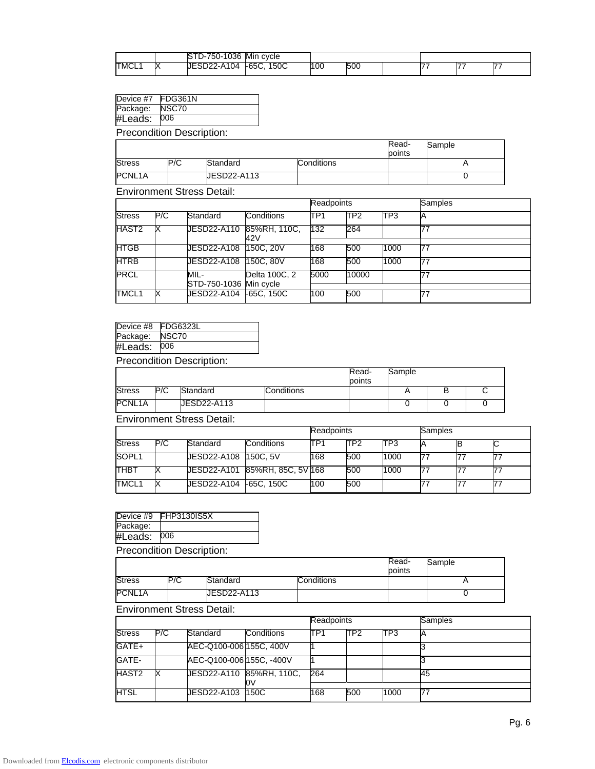|  |  |  |  |  |  |  |  |  |  |
|---|---|---|---|---|---|---|---|---|---|
|  |  | STD-750-1036 | Min cycle |  |  |  |  |  |  |
| TMCL1 | X | JESD22-A104 | -65C, 150C | 100 | 500 |  | 77 | 77 | 77 |

| Device #7 | FDG361N |
|---|---|
| Package: | NSC70 |
| #Leads: | 006 |

Precondition Description:

|  |  |  |  | Read-points | Sample |
|---|---|---|---|---|---|
| Stress | P/C | Standard | Conditions |  | A |
| PCNL1A |  | JESD22-A113 |  |  | 0 |

Environment Stress Detail:

|  |  |  |  | Readpoints |  |  | Samples |
|---|---|---|---|---|---|---|---|
| Stress | P/C | Standard | Conditions | TP1 | TP2 | TP3 | A |
| HAST2 | X | JESD22-A110 | 85%RH, 110C, 42V | 132 | 264 |  | 77 |
| HTGB |  | JESD22-A108 | 150C, 20V | 168 | 500 | 1000 | 77 |
| HTRB |  | JESD22-A108 | 150C, 80V | 168 | 500 | 1000 | 77 |
| PRCL |  | MIL-STD-750-1036 | Delta 100C, 2 Min cycle | 5000 | 10000 |  | 77 |
| TMCL1 | X | JESD22-A104 | -65C, 150C | 100 | 500 |  | 77 |

| Device #8 | FDG6323L |
|---|---|
| Package: | NSC70 |
| #Leads: | 006 |

Precondition Description:

|  |  |  |  | Read-points | Sample |  |  |
|---|---|---|---|---|---|---|---|
| Stress | P/C | Standard | Conditions |  | A | B | C |
| PCNL1A |  | JESD22-A113 |  |  | 0 | 0 | 0 |

Environment Stress Detail:

|  |  |  |  | Readpoints |  |  | Samples |  |  |
|---|---|---|---|---|---|---|---|---|---|
| Stress | P/C | Standard | Conditions | TP1 | TP2 | TP3 | A | B | C |
| SOPL1 |  | JESD22-A108 | 150C, 5V | 168 | 500 | 1000 | 77 | 77 | 77 |
| THBT | X | JESD22-A101 | 85%RH, 85C, 5V | 168 | 500 | 1000 | 77 | 77 | 77 |
| TMCL1 | X | JESD22-A104 | -65C, 150C | 100 | 500 |  | 77 | 77 | 77 |

| Device #9 | FHP3130IS5X |
|---|---|
| Package: |  |
| #Leads: | 006 |

Precondition Description:

|  |  |  |  | Read-points | Sample |
|---|---|---|---|---|---|
| Stress | P/C | Standard | Conditions |  | A |
| PCNL1A |  | JESD22-A113 |  |  | 0 |

Environment Stress Detail:

|  |  |  |  | Readpoints |  |  | Samples |
|---|---|---|---|---|---|---|---|
| Stress | P/C | Standard | Conditions | TP1 | TP2 | TP3 | A |
| GATE+ |  | AEC-Q100-006 | 155C, 400V | 1 |  |  | 3 |
| GATE- |  | AEC-Q100-006 | 155C, -400V | 1 |  |  | 3 |
| HAST2 | X | JESD22-A110 | 85%RH, 110C, 0V | 264 |  |  | 45 |
| HTSL |  | JESD22-A103 | 150C | 168 | 500 | 1000 | 77 |

Downloaded from Elcodis.com electronic components distributor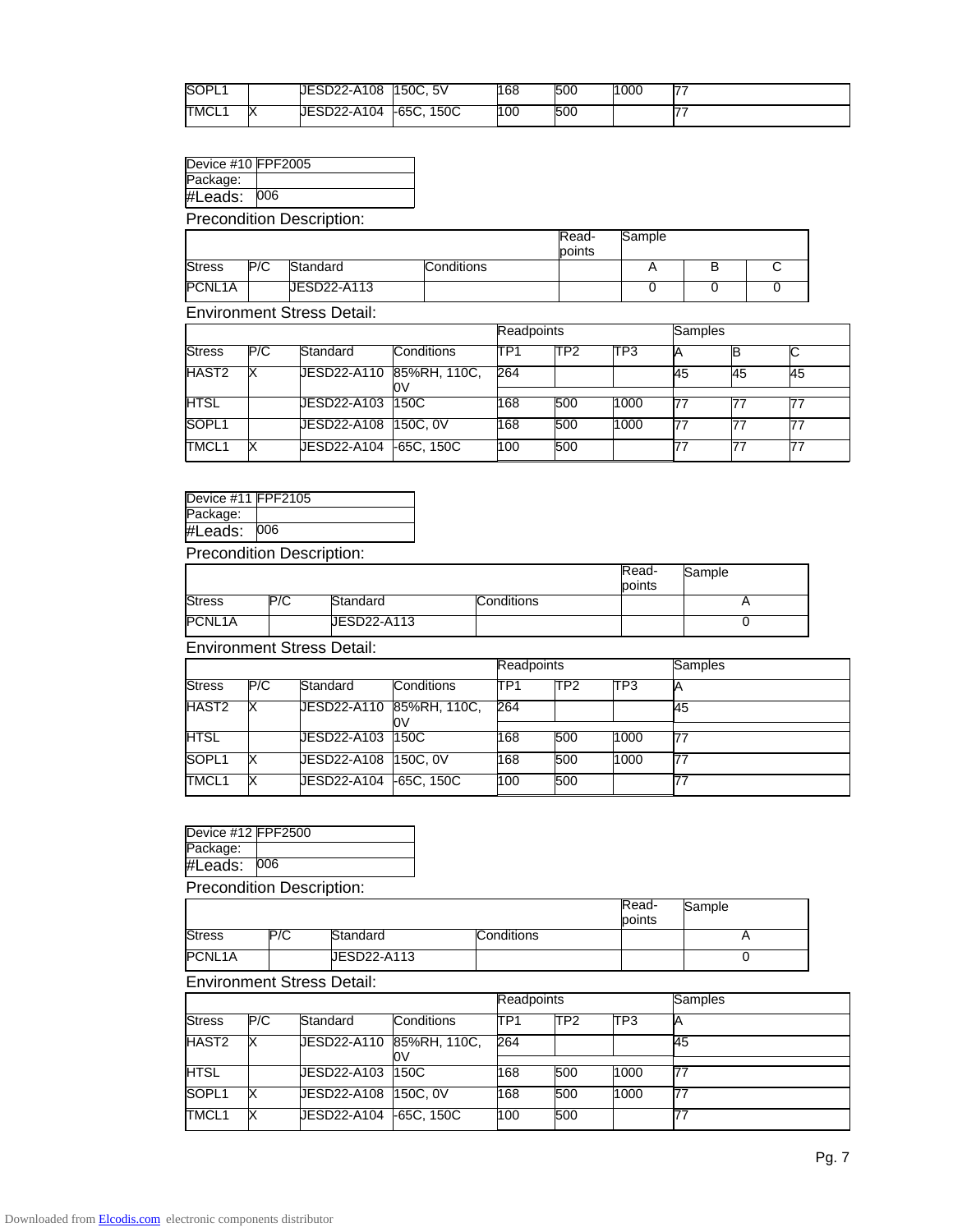| SOPL1 | | JESD22-A108 | 150C, 5V | 168 | 500 | 1000 | 77 |
|---|---|---|---|---|---|---|---|
| TMCL1 | X | JESD22-A104 | -65C, 150C | 100 | 500 | | 77 |

| Device #10 | FPF2005 |
|---|---|
| Package: | |
| #Leads: | 006 |

Precondition Description:

| | | | | Read-points | Sample | | |
|---|---|---|---|---|---|---|---|
| Stress | P/C | Standard | Conditions | | A | B | C |
| PCNL1A | | JESD22-A113 | | | 0 | 0 | 0 |

Environment Stress Detail:

| | | | | Readpoints | | | Samples | | |
|---|---|---|---|---|---|---|---|---|---|
| Stress | P/C | Standard | Conditions | TP1 | TP2 | TP3 | A | B | C |
| HAST2 | X | JESD22-A110 | 85%RH, 110C, 0V | 264 | | | 45 | 45 | 45 |
| HTSL | | JESD22-A103 | 150C | 168 | 500 | 1000 | 77 | 77 | 77 |
| SOPL1 | | JESD22-A108 | 150C, 0V | 168 | 500 | 1000 | 77 | 77 | 77 |
| TMCL1 | X | JESD22-A104 | -65C, 150C | 100 | 500 | | 77 | 77 | 77 |

| Device #11 | FPF2105 |
|---|---|
| Package: | |
| #Leads: | 006 |

Precondition Description:

| | | | | Read-points | Sample |
|---|---|---|---|---|---|
| Stress | P/C | Standard | Conditions | | A |
| PCNL1A | | JESD22-A113 | | | 0 |

Environment Stress Detail:

| | | | | Readpoints | | | Samples |
|---|---|---|---|---|---|---|---|
| Stress | P/C | Standard | Conditions | TP1 | TP2 | TP3 | A |
| HAST2 | X | JESD22-A110 | 85%RH, 110C, 0V | 264 | | | 45 |
| HTSL | | JESD22-A103 | 150C | 168 | 500 | 1000 | 77 |
| SOPL1 | X | JESD22-A108 | 150C, 0V | 168 | 500 | 1000 | 77 |
| TMCL1 | X | JESD22-A104 | -65C, 150C | 100 | 500 | | 77 |

| Device #12 | FPF2500 |
|---|---|
| Package: | |
| #Leads: | 006 |

Precondition Description:

| | | | | Read-points | Sample |
|---|---|---|---|---|---|
| Stress | P/C | Standard | Conditions | | A |
| PCNL1A | | JESD22-A113 | | | 0 |

Environment Stress Detail:

| | | | | Readpoints | | | Samples |
|---|---|---|---|---|---|---|---|
| Stress | P/C | Standard | Conditions | TP1 | TP2 | TP3 | A |
| HAST2 | X | JESD22-A110 | 85%RH, 110C, 0V | 264 | | | 45 |
| HTSL | | JESD22-A103 | 150C | 168 | 500 | 1000 | 77 |
| SOPL1 | X | JESD22-A108 | 150C, 0V | 168 | 500 | 1000 | 77 |
| TMCL1 | X | JESD22-A104 | -65C, 150C | 100 | 500 | | 77 |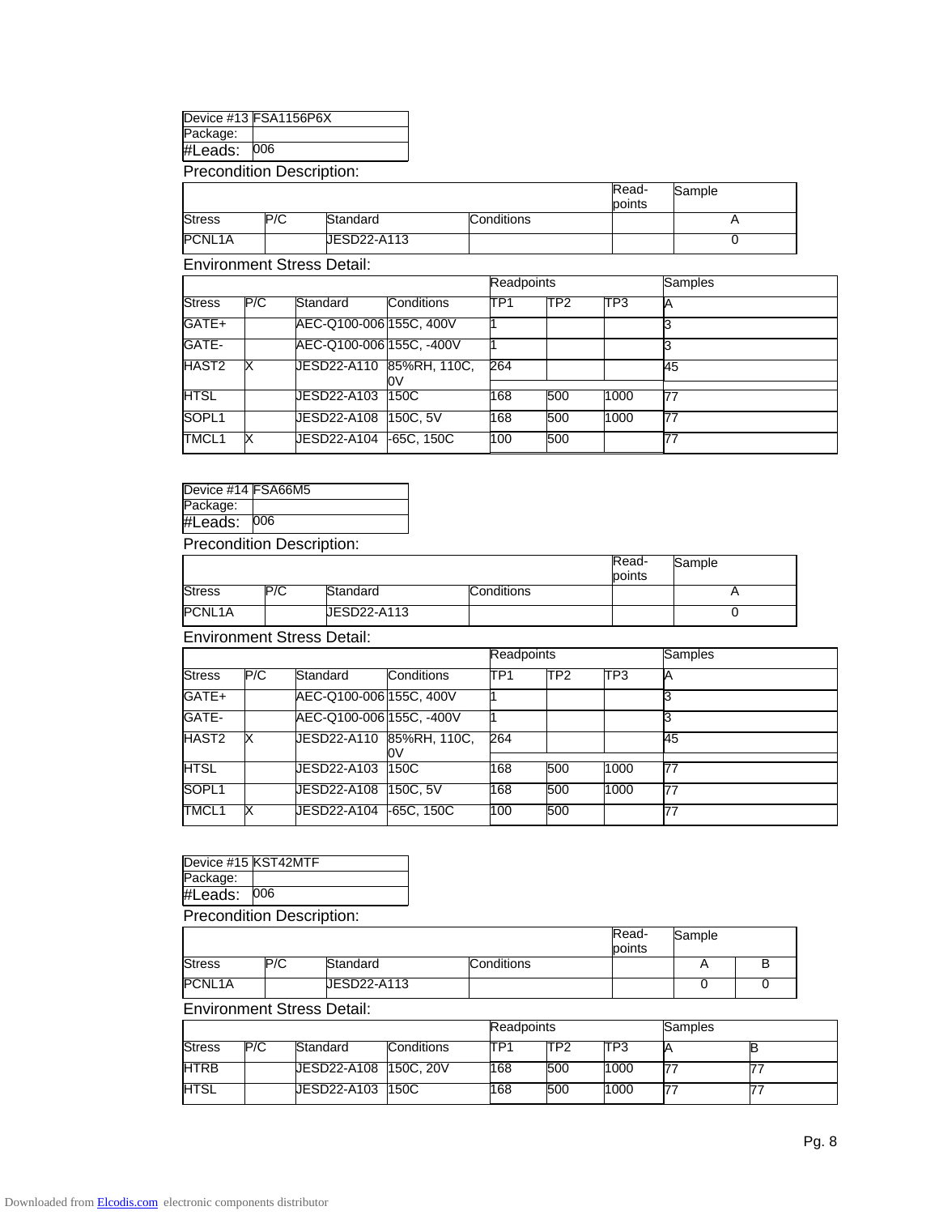| Device #13 | FSA1156P6X |
|---|---|
| Package: | |
| #Leads: | 006 |

Precondition Description:

| | | | | Read-points | Sample |
|---|---|---|---|---|---|
| Stress | P/C | Standard | Conditions | | A |
| PCNL1A | | JESD22-A113 | | | 0 |

Environment Stress Detail:

| | | | | Readpoints | | | Samples |
|---|---|---|---|---|---|---|---|
| Stress | P/C | Standard | Conditions | TP1 | TP2 | TP3 | A |
| GATE+ | | AEC-Q100-006 | 155C, 400V | 1 | | | 3 |
| GATE- | | AEC-Q100-006 | 155C, -400V | 1 | | | 3 |
| HAST2 | X | JESD22-A110 | 85%RH, 110C, 0V | 264 | | | 45 |
| HTSL | | JESD22-A103 | 150C | 168 | 500 | 1000 | 77 |
| SOPL1 | | JESD22-A108 | 150C, 5V | 168 | 500 | 1000 | 77 |
| TMCL1 | X | JESD22-A104 | -65C, 150C | 100 | 500 | | 77 |

| Device #14 | FSA66M5 |
|---|---|
| Package: | |
| #Leads: | 006 |

Precondition Description:

| | | | | Read-points | Sample |
|---|---|---|---|---|---|
| Stress | P/C | Standard | Conditions | | A |
| PCNL1A | | JESD22-A113 | | | 0 |

Environment Stress Detail:

| | | | | Readpoints | | | Samples |
|---|---|---|---|---|---|---|---|
| Stress | P/C | Standard | Conditions | TP1 | TP2 | TP3 | A |
| GATE+ | | AEC-Q100-006 | 155C, 400V | 1 | | | 3 |
| GATE- | | AEC-Q100-006 | 155C, -400V | 1 | | | 3 |
| HAST2 | X | JESD22-A110 | 85%RH, 110C, 0V | 264 | | | 45 |
| HTSL | | JESD22-A103 | 150C | 168 | 500 | 1000 | 77 |
| SOPL1 | | JESD22-A108 | 150C, 5V | 168 | 500 | 1000 | 77 |
| TMCL1 | X | JESD22-A104 | -65C, 150C | 100 | 500 | | 77 |

| Device #15 | KST42MTF |
|---|---|
| Package: | |
| #Leads: | 006 |

Precondition Description:

| | | | | Read-points | Sample | |
|---|---|---|---|---|---|---|
| Stress | P/C | Standard | Conditions | | A | B |
| PCNL1A | | JESD22-A113 | | | 0 | 0 |

Environment Stress Detail:

| | | | | Readpoints | | | Samples | |
|---|---|---|---|---|---|---|---|---|
| Stress | P/C | Standard | Conditions | TP1 | TP2 | TP3 | A | B |
| HTRB | | JESD22-A108 | 150C, 20V | 168 | 500 | 1000 | 77 | 77 |
| HTSL | | JESD22-A103 | 150C | 168 | 500 | 1000 | 77 | 77 |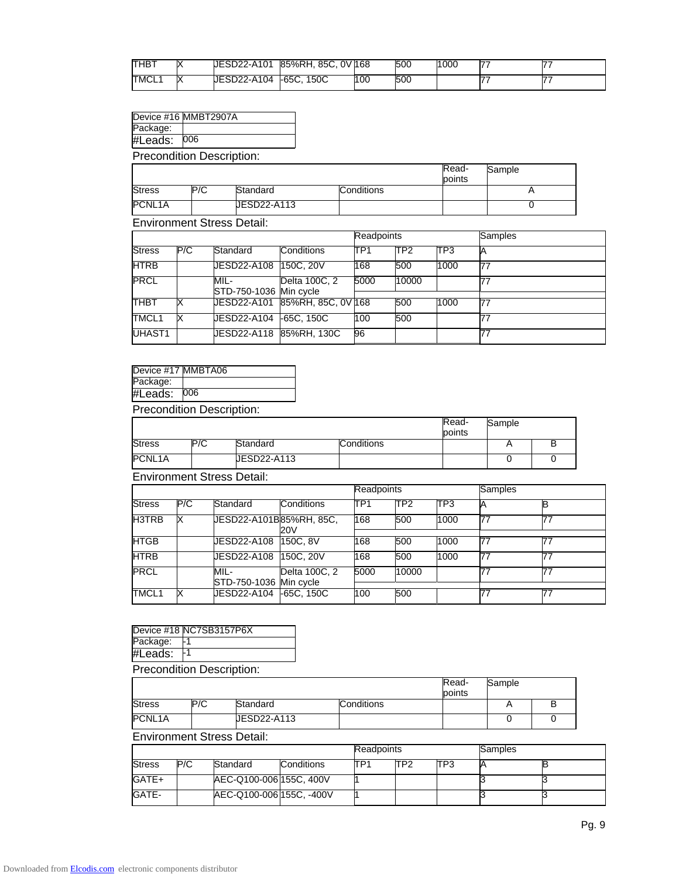| THBT | X | JESD22-A101 | 85%RH, 85C, 0V | 168 | 500 | 1000 | 77 | 77 |
|---|---|---|---|---|---|---|---|---|
| TMCL1 | X | JESD22-A104 | -65C, 150C | 100 | 500 | | 77 | 77 |

| Device #16 | MMBT2907A |
|---|---|
| Package: | |
| #Leads: | 006 |

Precondition Description:

| | | | | Read-points | Sample |
|---|---|---|---|---|---|
| Stress | P/C | Standard | Conditions | | A |
| PCNL1A | | JESD22-A113 | | | 0 |

Environment Stress Detail:

| | | | | Readpoints | | | Samples |
|---|---|---|---|---|---|---|---|
| Stress | P/C | Standard | Conditions | TP1 | TP2 | TP3 | A |
| HTRB | | JESD22-A108 | 150C, 20V | 168 | 500 | 1000 | 77 |
| PRCL | | MIL-STD-750-1036 | Delta 100C, 2 Min cycle | 5000 | 10000 | | 77 |
| THBT | X | JESD22-A101 | 85%RH, 85C, 0V | 168 | 500 | 1000 | 77 |
| TMCL1 | X | JESD22-A104 | -65C, 150C | 100 | 500 | | 77 |
| UHAST1 | | JESD22-A118 | 85%RH, 130C | 96 | | | 77 |

| Device #17 | MMBTA06 |
|---|---|
| Package: | |
| #Leads: | 006 |

Precondition Description:

| | | | | Read-points | Sample | |
|---|---|---|---|---|---|---|
| Stress | P/C | Standard | Conditions | | A | B |
| PCNL1A | | JESD22-A113 | | | 0 | 0 |

Environment Stress Detail:

| | | | | Readpoints | | | Samples | |
|---|---|---|---|---|---|---|---|---|
| Stress | P/C | Standard | Conditions | TP1 | TP2 | TP3 | A | B |
| H3TRB | X | JESD22-A101B | 85%RH, 85C, 20V | 168 | 500 | 1000 | 77 | 77 |
| HTGB | | JESD22-A108 | 150C, 8V | 168 | 500 | 1000 | 77 | 77 |
| HTRB | | JESD22-A108 | 150C, 20V | 168 | 500 | 1000 | 77 | 77 |
| PRCL | | MIL-STD-750-1036 | Delta 100C, 2 Min cycle | 5000 | 10000 | | 77 | 77 |
| TMCL1 | X | JESD22-A104 | -65C, 150C | 100 | 500 | | 77 | 77 |

| Device #18 | NC7SB3157P6X |
|---|---|
| Package: | -1 |
| #Leads: | -1 |

Precondition Description:

| | | | | Read-points | Sample | |
|---|---|---|---|---|---|---|
| Stress | P/C | Standard | Conditions | | A | B |
| PCNL1A | | JESD22-A113 | | | 0 | 0 |

Environment Stress Detail:

| | | | | Readpoints | | | Samples | |
|---|---|---|---|---|---|---|---|---|
| Stress | P/C | Standard | Conditions | TP1 | TP2 | TP3 | A | B |
| GATE+ | | AEC-Q100-006 | 155C, 400V | 1 | | | 3 | 3 |
| GATE- | | AEC-Q100-006 | 155C, -400V | 1 | | | 3 | 3 |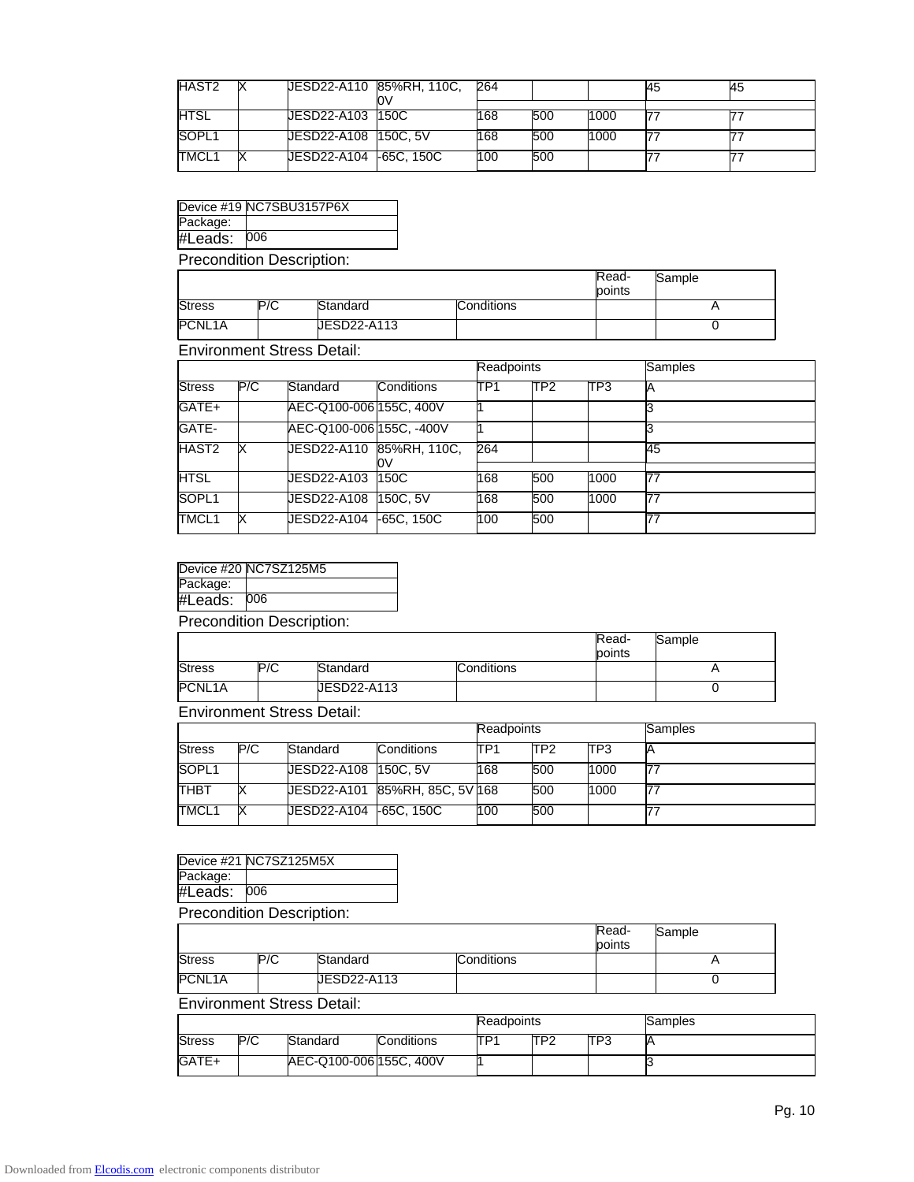| Stress | P/C | Standard | Conditions | TP1 | TP2 | TP3 | A | B |
|---|---|---|---|---|---|---|---|---|
| HAST2 | X | JESD22-A110 | 85%RH, 110C, 0V | 264 | | | 45 | 45 |
| HTSL | | JESD22-A103 | 150C | 168 | 500 | 1000 | 77 | 77 |
| SOPL1 | | JESD22-A108 | 150C, 5V | 168 | 500 | 1000 | 77 | 77 |
| TMCL1 | X | JESD22-A104 | -65C, 150C | 100 | 500 | | 77 | 77 |

| Device #19 | NC7SBU3157P6X |
|---|---|
| Package: | |
| #Leads: | 006 |

Precondition Description:

| | | | | Read-points | Sample |
|---|---|---|---|---|---|
| Stress | P/C | Standard | Conditions | | A |
| PCNL1A | | JESD22-A113 | | | 0 |

Environment Stress Detail:

| | | | | Readpoints | | | Samples |
|---|---|---|---|---|---|---|---|
| Stress | P/C | Standard | Conditions | TP1 | TP2 | TP3 | A |
| GATE+ | | AEC-Q100-006 | 155C, 400V | 1 | | | 3 |
| GATE- | | AEC-Q100-006 | 155C, -400V | 1 | | | 3 |
| HAST2 | X | JESD22-A110 | 85%RH, 110C, 0V | 264 | | | 45 |
| HTSL | | JESD22-A103 | 150C | 168 | 500 | 1000 | 77 |
| SOPL1 | | JESD22-A108 | 150C, 5V | 168 | 500 | 1000 | 77 |
| TMCL1 | X | JESD22-A104 | -65C, 150C | 100 | 500 | | 77 |

| Device #20 | NC7SZ125M5 |
|---|---|
| Package: | |
| #Leads: | 006 |

Precondition Description:

| | | | | Read-points | Sample |
|---|---|---|---|---|---|
| Stress | P/C | Standard | Conditions | | A |
| PCNL1A | | JESD22-A113 | | | 0 |

Environment Stress Detail:

| | | | | Readpoints | | | Samples |
|---|---|---|---|---|---|---|---|
| Stress | P/C | Standard | Conditions | TP1 | TP2 | TP3 | A |
| SOPL1 | | JESD22-A108 | 150C, 5V | 168 | 500 | 1000 | 77 |
| THBT | X | JESD22-A101 | 85%RH, 85C, 5V | 168 | 500 | 1000 | 77 |
| TMCL1 | X | JESD22-A104 | -65C, 150C | 100 | 500 | | 77 |

| Device #21 | NC7SZ125M5X |
|---|---|
| Package: | |
| #Leads: | 006 |

Precondition Description:

| | | | | Read-points | Sample |
|---|---|---|---|---|---|
| Stress | P/C | Standard | Conditions | | A |
| PCNL1A | | JESD22-A113 | | | 0 |

Environment Stress Detail:

| | | | | Readpoints | | | Samples |
|---|---|---|---|---|---|---|---|
| Stress | P/C | Standard | Conditions | TP1 | TP2 | TP3 | A |
| GATE+ | | AEC-Q100-006 | 155C, 400V | 1 | | | 3 |

Downloaded from Elcodis.com electronic components distributor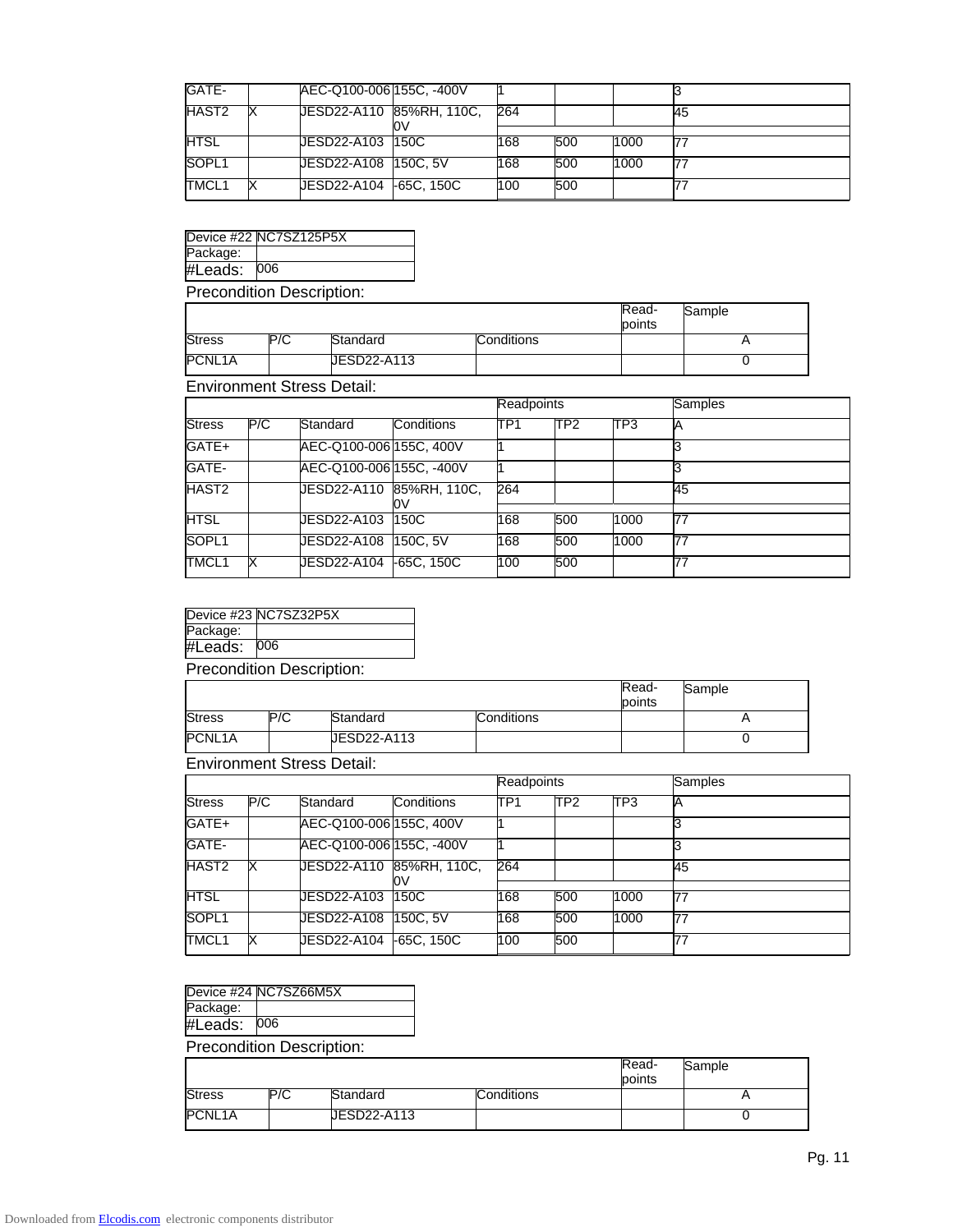| Stress | P/C | Standard | Conditions | TP1 | TP2 | TP3 | A |
|---|---|---|---|---|---|---|---|
| GATE- | | AEC-Q100-006 | 155C, -400V | 1 | | | 3 |
| HAST2 | X | JESD22-A110 | 85%RH, 110C, 0V | 264 | | | 45 |
| HTSL | | JESD22-A103 | 150C | 168 | 500 | 1000 | 77 |
| SOPL1 | | JESD22-A108 | 150C, 5V | 168 | 500 | 1000 | 77 |
| TMCL1 | X | JESD22-A104 | -65C, 150C | 100 | 500 | | 77 |

| Device #22 | NC7SZ125P5X |
|---|---|
| Package: | |
| #Leads: | 006 |

Precondition Description:

| | | | | Read-points | Sample |
|---|---|---|---|---|---|
| Stress | P/C | Standard | Conditions | | A |
| PCNL1A | | JESD22-A113 | | | 0 |

Environment Stress Detail:

| | | | | Readpoints | | | Samples |
|---|---|---|---|---|---|---|---|
| Stress | P/C | Standard | Conditions | TP1 | TP2 | TP3 | A |
| GATE+ | | AEC-Q100-006 | 155C, 400V | 1 | | | 3 |
| GATE- | | AEC-Q100-006 | 155C, -400V | 1 | | | 3 |
| HAST2 | | JESD22-A110 | 85%RH, 110C, 0V | 264 | | | 45 |
| HTSL | | JESD22-A103 | 150C | 168 | 500 | 1000 | 77 |
| SOPL1 | | JESD22-A108 | 150C, 5V | 168 | 500 | 1000 | 77 |
| TMCL1 | X | JESD22-A104 | -65C, 150C | 100 | 500 | | 77 |

| Device #23 | NC7SZ32P5X |
|---|---|
| Package: | |
| #Leads: | 006 |

Precondition Description:

| | | | | Read-points | Sample |
|---|---|---|---|---|---|
| Stress | P/C | Standard | Conditions | | A |
| PCNL1A | | JESD22-A113 | | | 0 |

Environment Stress Detail:

| | | | | Readpoints | | | Samples |
|---|---|---|---|---|---|---|---|
| Stress | P/C | Standard | Conditions | TP1 | TP2 | TP3 | A |
| GATE+ | | AEC-Q100-006 | 155C, 400V | 1 | | | 3 |
| GATE- | | AEC-Q100-006 | 155C, -400V | 1 | | | 3 |
| HAST2 | X | JESD22-A110 | 85%RH, 110C, 0V | 264 | | | 45 |
| HTSL | | JESD22-A103 | 150C | 168 | 500 | 1000 | 77 |
| SOPL1 | | JESD22-A108 | 150C, 5V | 168 | 500 | 1000 | 77 |
| TMCL1 | X | JESD22-A104 | -65C, 150C | 100 | 500 | | 77 |

| Device #24 | NC7SZ66M5X |
|---|---|
| Package: | |
| #Leads: | 006 |

Precondition Description:

| | | | | Read-points | Sample |
|---|---|---|---|---|---|
| Stress | P/C | Standard | Conditions | | A |
| PCNL1A | | JESD22-A113 | | | 0 |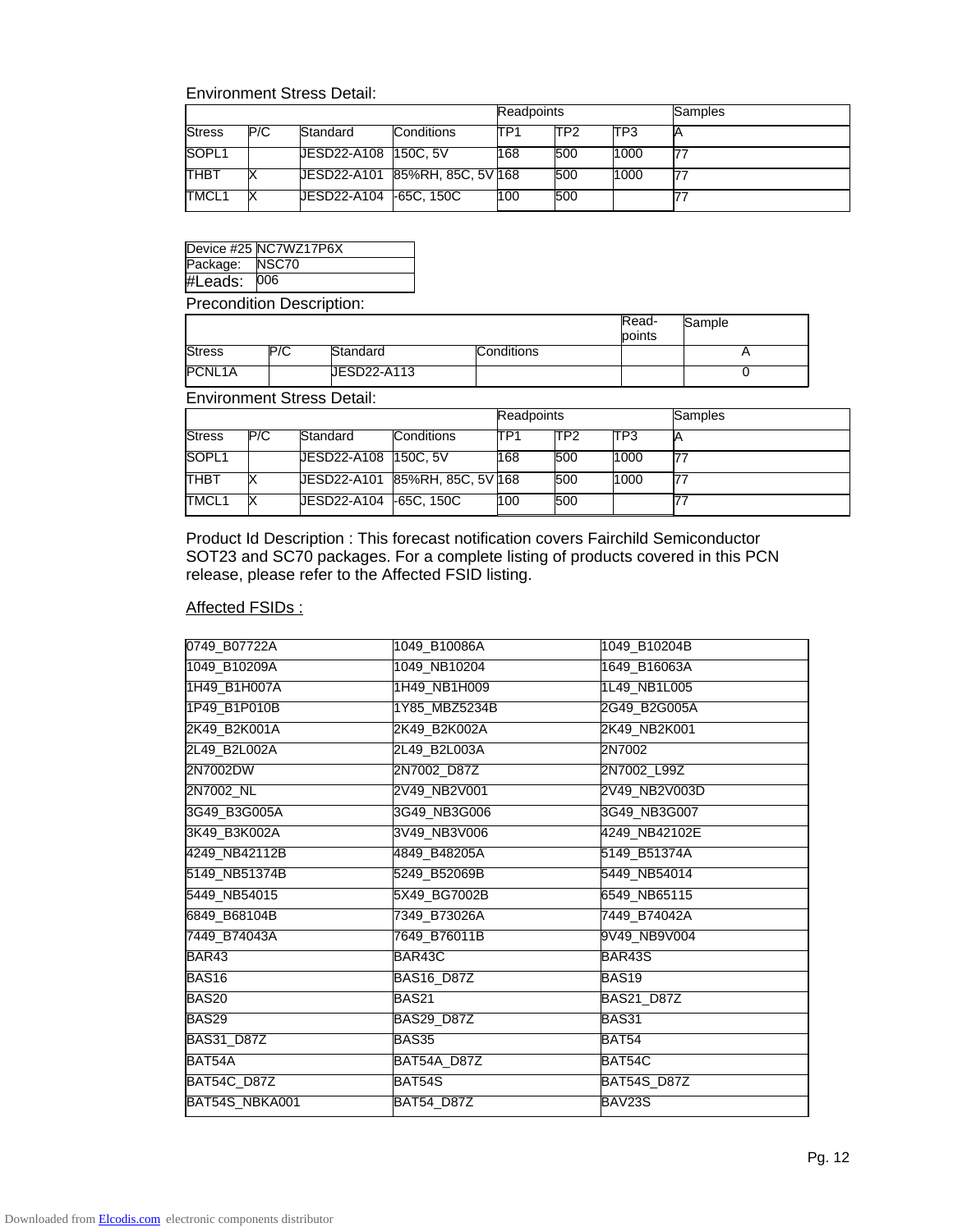Environment Stress Detail:

| | | | | Readpoints | | | Samples |
|---|---|---|---|---|---|---|---|
| Stress | P/C | Standard | Conditions | TP1 | TP2 | TP3 | A |
| SOPL1 | | JESD22-A108 | 150C, 5V | 168 | 500 | 1000 | 77 |
| THBT | X | JESD22-A101 | 85%RH, 85C, 5V | 168 | 500 | 1000 | 77 |
| TMCL1 | X | JESD22-A104 | -65C, 150C | 100 | 500 | | 77 |

| | |
|---|---|
| Device #25 | NC7WZ17P6X |
| Package: | NSC70 |
| #Leads: | 006 |

Precondition Description:

| | | | | Read-points | Sample |
|---|---|---|---|---|---|
| Stress | P/C | Standard | Conditions | | A |
| PCNL1A | | JESD22-A113 | | | 0 |

Environment Stress Detail:

| | | | | Readpoints | | | Samples |
|---|---|---|---|---|---|---|---|
| Stress | P/C | Standard | Conditions | TP1 | TP2 | TP3 | A |
| SOPL1 | | JESD22-A108 | 150C, 5V | 168 | 500 | 1000 | 77 |
| THBT | X | JESD22-A101 | 85%RH, 85C, 5V | 168 | 500 | 1000 | 77 |
| TMCL1 | X | JESD22-A104 | -65C, 150C | 100 | 500 | | 77 |

Product Id Description : This forecast notification covers Fairchild Semiconductor SOT23 and SC70 packages. For a complete listing of products covered in this PCN release, please refer to the Affected FSID listing.

Affected FSIDs :

| | | |
|---|---|---|
| 0749_B07722A | 1049_B10086A | 1049_B10204B |
| 1049_B10209A | 1049_NB10204 | 1649_B16063A |
| 1H49_B1H007A | 1H49_NB1H009 | 1L49_NB1L005 |
| 1P49_B1P010B | 1Y85_MBZ5234B | 2G49_B2G005A |
| 2K49_B2K001A | 2K49_B2K002A | 2K49_NB2K001 |
| 2L49_B2L002A | 2L49_B2L003A | 2N7002 |
| 2N7002DW | 2N7002_D87Z | 2N7002_L99Z |
| 2N7002_NL | 2V49_NB2V001 | 2V49_NB2V003D |
| 3G49_B3G005A | 3G49_NB3G006 | 3G49_NB3G007 |
| 3K49_B3K002A | 3V49_NB3V006 | 4249_NB42102E |
| 4249_NB42112B | 4849_B48205A | 5149_B51374A |
| 5149_NB51374B | 5249_B52069B | 5449_NB54014 |
| 5449_NB54015 | 5X49_BG7002B | 6549_NB65115 |
| 6849_B68104B | 7349_B73026A | 7449_B74042A |
| 7449_B74043A | 7649_B76011B | 9V49_NB9V004 |
| BAR43 | BAR43C | BAR43S |
| BAS16 | BAS16_D87Z | BAS19 |
| BAS20 | BAS21 | BAS21_D87Z |
| BAS29 | BAS29_D87Z | BAS31 |
| BAS31_D87Z | BAS35 | BAT54 |
| BAT54A | BAT54A_D87Z | BAT54C |
| BAT54C_D87Z | BAT54S | BAT54S_D87Z |
| BAT54S_NBKA001 | BAT54_D87Z | BAV23S |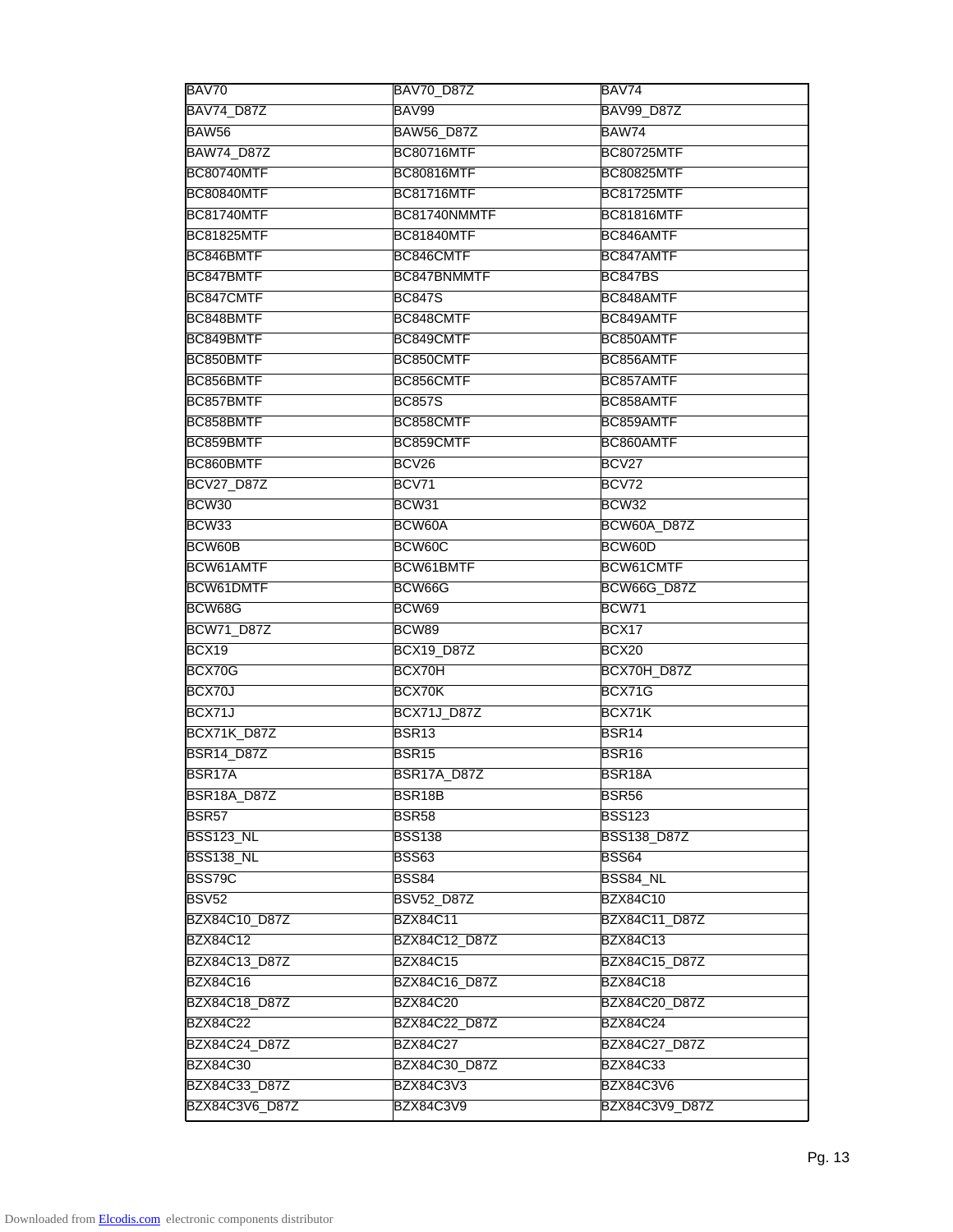| BAV70 | BAV70_D87Z | BAV74 |
|---|---|---|
| BAV74_D87Z | BAV99 | BAV99_D87Z |
| BAW56 | BAW56_D87Z | BAW74 |
| BAW74_D87Z | BC80716MTF | BC80725MTF |
| BC80740MTF | BC80816MTF | BC80825MTF |
| BC80840MTF | BC81716MTF | BC81725MTF |
| BC81740MTF | BC81740NMMTF | BC81816MTF |
| BC81825MTF | BC81840MTF | BC846AMTF |
| BC846BMTF | BC846CMTF | BC847AMTF |
| BC847BMTF | BC847BNMMTF | BC847BS |
| BC847CMTF | BC847S | BC848AMTF |
| BC848BMTF | BC848CMTF | BC849AMTF |
| BC849BMTF | BC849CMTF | BC850AMTF |
| BC850BMTF | BC850CMTF | BC856AMTF |
| BC856BMTF | BC856CMTF | BC857AMTF |
| BC857BMTF | BC857S | BC858AMTF |
| BC858BMTF | BC858CMTF | BC859AMTF |
| BC859BMTF | BC859CMTF | BC860AMTF |
| BC860BMTF | BCV26 | BCV27 |
| BCV27_D87Z | BCV71 | BCV72 |
| BCW30 | BCW31 | BCW32 |
| BCW33 | BCW60A | BCW60A_D87Z |
| BCW60B | BCW60C | BCW60D |
| BCW61AMTF | BCW61BMTF | BCW61CMTF |
| BCW61DMTF | BCW66G | BCW66G_D87Z |
| BCW68G | BCW69 | BCW71 |
| BCW71_D87Z | BCW89 | BCX17 |
| BCX19 | BCX19_D87Z | BCX20 |
| BCX70G | BCX70H | BCX70H_D87Z |
| BCX70J | BCX70K | BCX71G |
| BCX71J | BCX71J_D87Z | BCX71K |
| BCX71K_D87Z | BSR13 | BSR14 |
| BSR14_D87Z | BSR15 | BSR16 |
| BSR17A | BSR17A_D87Z | BSR18A |
| BSR18A_D87Z | BSR18B | BSR56 |
| BSR57 | BSR58 | BSS123 |
| BSS123_NL | BSS138 | BSS138_D87Z |
| BSS138_NL | BSS63 | BSS64 |
| BSS79C | BSS84 | BSS84_NL |
| BSV52 | BSV52_D87Z | BZX84C10 |
| BZX84C10_D87Z | BZX84C11 | BZX84C11_D87Z |
| BZX84C12 | BZX84C12_D87Z | BZX84C13 |
| BZX84C13_D87Z | BZX84C15 | BZX84C15_D87Z |
| BZX84C16 | BZX84C16_D87Z | BZX84C18 |
| BZX84C18_D87Z | BZX84C20 | BZX84C20_D87Z |
| BZX84C22 | BZX84C22_D87Z | BZX84C24 |
| BZX84C24_D87Z | BZX84C27 | BZX84C27_D87Z |
| BZX84C30 | BZX84C30_D87Z | BZX84C33 |
| BZX84C33_D87Z | BZX84C3V3 | BZX84C3V6 |
| BZX84C3V6_D87Z | BZX84C3V9 | BZX84C3V9_D87Z |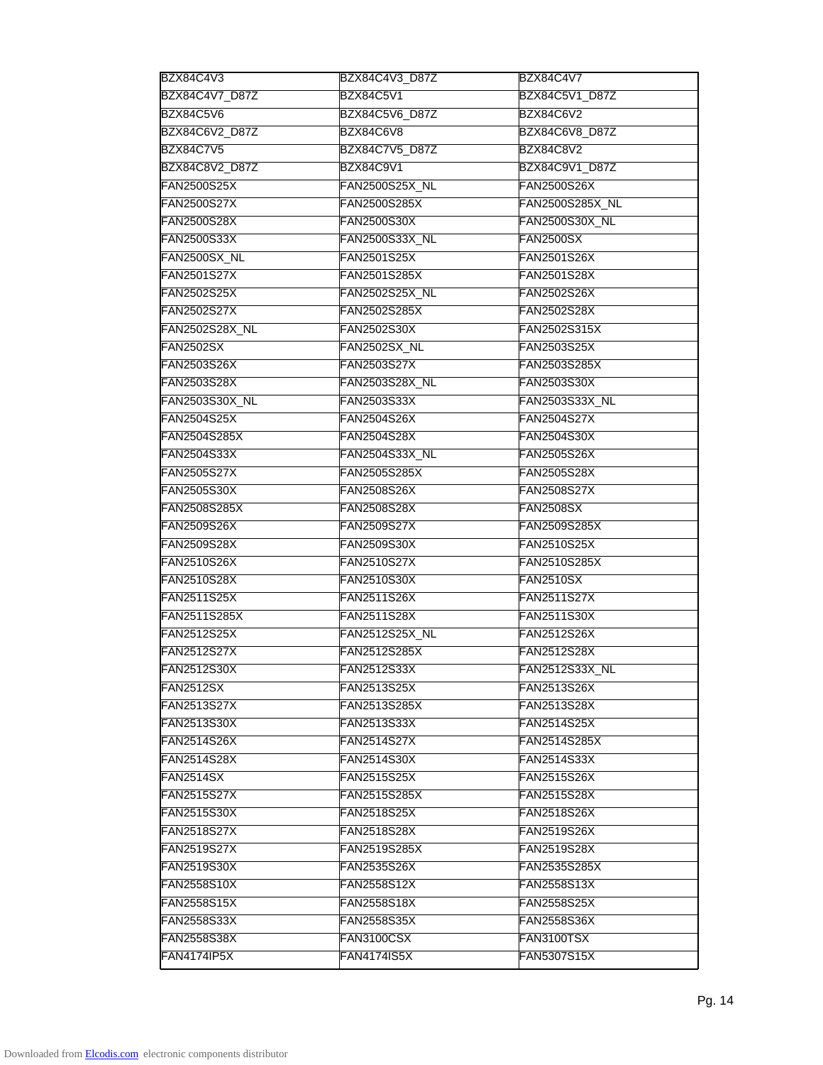| BZX84C4V3 | BZX84C4V3_D87Z | BZX84C4V7 |
|---|---|---|
| BZX84C4V7_D87Z | BZX84C5V1 | BZX84C5V1_D87Z |
| BZX84C5V6 | BZX84C5V6_D87Z | BZX84C6V2 |
| BZX84C6V2_D87Z | BZX84C6V8 | BZX84C6V8_D87Z |
| BZX84C7V5 | BZX84C7V5_D87Z | BZX84C8V2 |
| BZX84C8V2_D87Z | BZX84C9V1 | BZX84C9V1_D87Z |
| FAN2500S25X | FAN2500S25X_NL | FAN2500S26X |
| FAN2500S27X | FAN2500S285X | FAN2500S285X_NL |
| FAN2500S28X | FAN2500S30X | FAN2500S30X_NL |
| FAN2500S33X | FAN2500S33X_NL | FAN2500SX |
| FAN2500SX_NL | FAN2501S25X | FAN2501S26X |
| FAN2501S27X | FAN2501S285X | FAN2501S28X |
| FAN2502S25X | FAN2502S25X_NL | FAN2502S26X |
| FAN2502S27X | FAN2502S285X | FAN2502S28X |
| FAN2502S28X_NL | FAN2502S30X | FAN2502S315X |
| FAN2502SX | FAN2502SX_NL | FAN2503S25X |
| FAN2503S26X | FAN2503S27X | FAN2503S285X |
| FAN2503S28X | FAN2503S28X_NL | FAN2503S30X |
| FAN2503S30X_NL | FAN2503S33X | FAN2503S33X_NL |
| FAN2504S25X | FAN2504S26X | FAN2504S27X |
| FAN2504S285X | FAN2504S28X | FAN2504S30X |
| FAN2504S33X | FAN2504S33X_NL | FAN2505S26X |
| FAN2505S27X | FAN2505S285X | FAN2505S28X |
| FAN2505S30X | FAN2508S26X | FAN2508S27X |
| FAN2508S285X | FAN2508S28X | FAN2508SX |
| FAN2509S26X | FAN2509S27X | FAN2509S285X |
| FAN2509S28X | FAN2509S30X | FAN2510S25X |
| FAN2510S26X | FAN2510S27X | FAN2510S285X |
| FAN2510S28X | FAN2510S30X | FAN2510SX |
| FAN2511S25X | FAN2511S26X | FAN2511S27X |
| FAN2511S285X | FAN2511S28X | FAN2511S30X |
| FAN2512S25X | FAN2512S25X_NL | FAN2512S26X |
| FAN2512S27X | FAN2512S285X | FAN2512S28X |
| FAN2512S30X | FAN2512S33X | FAN2512S33X_NL |
| FAN2512SX | FAN2513S25X | FAN2513S26X |
| FAN2513S27X | FAN2513S285X | FAN2513S28X |
| FAN2513S30X | FAN2513S33X | FAN2514S25X |
| FAN2514S26X | FAN2514S27X | FAN2514S285X |
| FAN2514S28X | FAN2514S30X | FAN2514S33X |
| FAN2514SX | FAN2515S25X | FAN2515S26X |
| FAN2515S27X | FAN2515S285X | FAN2515S28X |
| FAN2515S30X | FAN2518S25X | FAN2518S26X |
| FAN2518S27X | FAN2518S28X | FAN2519S26X |
| FAN2519S27X | FAN2519S285X | FAN2519S28X |
| FAN2519S30X | FAN2535S26X | FAN2535S285X |
| FAN2558S10X | FAN2558S12X | FAN2558S13X |
| FAN2558S15X | FAN2558S18X | FAN2558S25X |
| FAN2558S33X | FAN2558S35X | FAN2558S36X |
| FAN2558S38X | FAN3100CSX | FAN3100TSX |
| FAN4174IP5X | FAN4174IS5X | FAN5307S15X |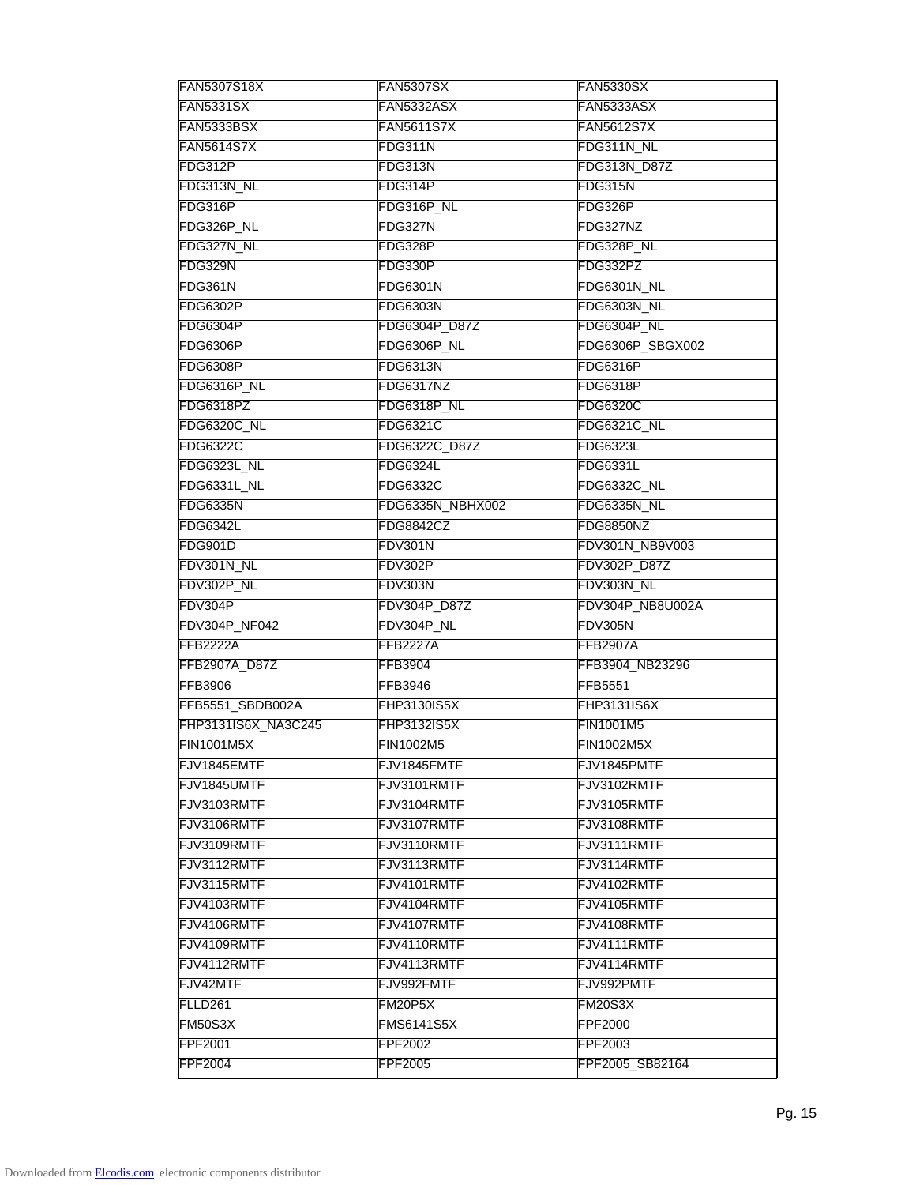| | | |
|---|---|---|
| FAN5307S18X | FAN5307SX | FAN5330SX |
| FAN5331SX | FAN5332ASX | FAN5333ASX |
| FAN5333BSX | FAN5611S7X | FAN5612S7X |
| FAN5614S7X | FDG311N | FDG311N_NL |
| FDG312P | FDG313N | FDG313N_D87Z |
| FDG313N_NL | FDG314P | FDG315N |
| FDG316P | FDG316P_NL | FDG326P |
| FDG326P_NL | FDG327N | FDG327NZ |
| FDG327N_NL | FDG328P | FDG328P_NL |
| FDG329N | FDG330P | FDG332PZ |
| FDG361N | FDG6301N | FDG6301N_NL |
| FDG6302P | FDG6303N | FDG6303N_NL |
| FDG6304P | FDG6304P_D87Z | FDG6304P_NL |
| FDG6306P | FDG6306P_NL | FDG6306P_SBGX002 |
| FDG6308P | FDG6313N | FDG6316P |
| FDG6316P_NL | FDG6317NZ | FDG6318P |
| FDG6318PZ | FDG6318P_NL | FDG6320C |
| FDG6320C_NL | FDG6321C | FDG6321C_NL |
| FDG6322C | FDG6322C_D87Z | FDG6323L |
| FDG6323L_NL | FDG6324L | FDG6331L |
| FDG6331L_NL | FDG6332C | FDG6332C_NL |
| FDG6335N | FDG6335N_NBHX002 | FDG6335N_NL |
| FDG6342L | FDG8842CZ | FDG8850NZ |
| FDG901D | FDV301N | FDV301N_NB9V003 |
| FDV301N_NL | FDV302P | FDV302P_D87Z |
| FDV302P_NL | FDV303N | FDV303N_NL |
| FDV304P | FDV304P_D87Z | FDV304P_NB8U002A |
| FDV304P_NF042 | FDV304P_NL | FDV305N |
| FFB2222A | FFB2227A | FFB2907A |
| FFB2907A_D87Z | FFB3904 | FFB3904_NB23296 |
| FFB3906 | FFB3946 | FFB5551 |
| FFB5551_SBDB002A | FHP3130IS5X | FHP3131IS6X |
| FHP3131IS6X_NA3C245 | FHP3132IS5X | FIN1001M5 |
| FIN1001M5X | FIN1002M5 | FIN1002M5X |
| FJV1845EMTF | FJV1845FMTF | FJV1845PMTF |
| FJV1845UMTF | FJV3101RMTF | FJV3102RMTF |
| FJV3103RMTF | FJV3104RMTF | FJV3105RMTF |
| FJV3106RMTF | FJV3107RMTF | FJV3108RMTF |
| FJV3109RMTF | FJV3110RMTF | FJV3111RMTF |
| FJV3112RMTF | FJV3113RMTF | FJV3114RMTF |
| FJV3115RMTF | FJV4101RMTF | FJV4102RMTF |
| FJV4103RMTF | FJV4104RMTF | FJV4105RMTF |
| FJV4106RMTF | FJV4107RMTF | FJV4108RMTF |
| FJV4109RMTF | FJV4110RMTF | FJV4111RMTF |
| FJV4112RMTF | FJV4113RMTF | FJV4114RMTF |
| FJV42MTF | FJV992FMTF | FJV992PMTF |
| FLLD261 | FM20P5X | FM20S3X |
| FM50S3X | FMS6141S5X | FPF2000 |
| FPF2001 | FPF2002 | FPF2003 |
| FPF2004 | FPF2005 | FPF2005_SB82164 |

Downloaded from Elcodis.com electronic components distributor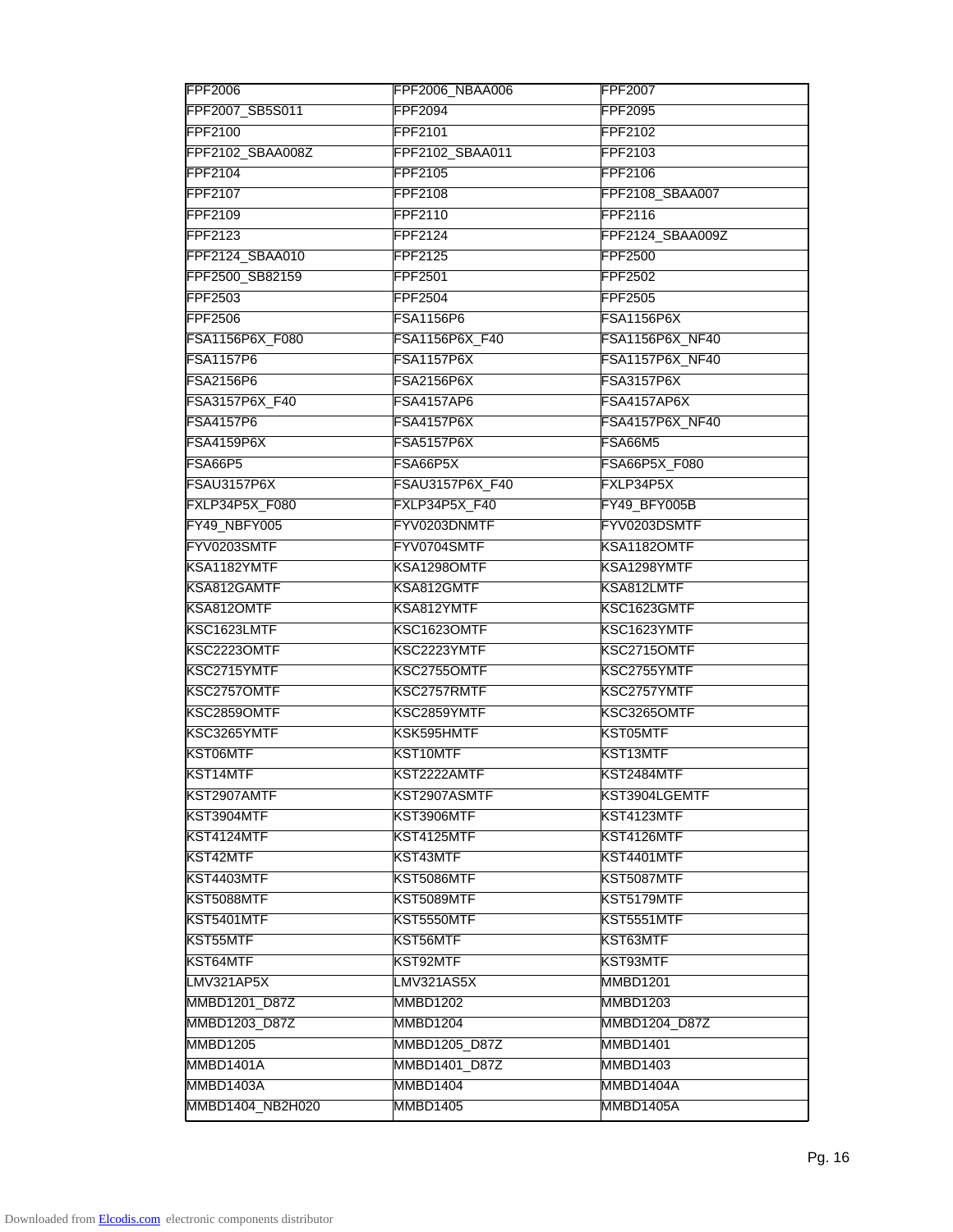| FPF2006 | FPF2006_NBAA006 | FPF2007 |
| --- | --- | --- |
| FPF2007_SB5S011 | FPF2094 | FPF2095 |
| FPF2100 | FPF2101 | FPF2102 |
| FPF2102_SBAA008Z | FPF2102_SBAA011 | FPF2103 |
| FPF2104 | FPF2105 | FPF2106 |
| FPF2107 | FPF2108 | FPF2108_SBAA007 |
| FPF2109 | FPF2110 | FPF2116 |
| FPF2123 | FPF2124 | FPF2124_SBAA009Z |
| FPF2124_SBAA010 | FPF2125 | FPF2500 |
| FPF2500_SB82159 | FPF2501 | FPF2502 |
| FPF2503 | FPF2504 | FPF2505 |
| FPF2506 | FSA1156P6 | FSA1156P6X |
| FSA1156P6X_F080 | FSA1156P6X_F40 | FSA1156P6X_NF40 |
| FSA1157P6 | FSA1157P6X | FSA1157P6X_NF40 |
| FSA2156P6 | FSA2156P6X | FSA3157P6X |
| FSA3157P6X_F40 | FSA4157AP6 | FSA4157AP6X |
| FSA4157P6 | FSA4157P6X | FSA4157P6X_NF40 |
| FSA4159P6X | FSA5157P6X | FSA66M5 |
| FSA66P5 | FSA66P5X | FSA66P5X_F080 |
| FSAU3157P6X | FSAU3157P6X_F40 | FXLP34P5X |
| FXLP34P5X_F080 | FXLP34P5X_F40 | FY49_BFY005B |
| FY49_NBFY005 | FYV0203DNMTF | FYV0203DSMTF |
| FYV0203SMTF | FYV0704SMTF | KSA1182OMTF |
| KSA1182YMTF | KSA1298OMTF | KSA1298YMTF |
| KSA812GAMTF | KSA812GMTF | KSA812LMTF |
| KSA812OMTF | KSA812YMTF | KSC1623GMTF |
| KSC1623LMTF | KSC1623OMTF | KSC1623YMTF |
| KSC2223OMTF | KSC2223YMTF | KSC2715OMTF |
| KSC2715YMTF | KSC2755OMTF | KSC2755YMTF |
| KSC2757OMTF | KSC2757RMTF | KSC2757YMTF |
| KSC2859OMTF | KSC2859YMTF | KSC3265OMTF |
| KSC3265YMTF | KSK595HMTF | KST05MTF |
| KST06MTF | KST10MTF | KST13MTF |
| KST14MTF | KST2222AMTF | KST2484MTF |
| KST2907AMTF | KST2907ASMTF | KST3904LGEMTF |
| KST3904MTF | KST3906MTF | KST4123MTF |
| KST4124MTF | KST4125MTF | KST4126MTF |
| KST42MTF | KST43MTF | KST4401MTF |
| KST4403MTF | KST5086MTF | KST5087MTF |
| KST5088MTF | KST5089MTF | KST5179MTF |
| KST5401MTF | KST5550MTF | KST5551MTF |
| KST55MTF | KST56MTF | KST63MTF |
| KST64MTF | KST92MTF | KST93MTF |
| LMV321AP5X | LMV321AS5X | MMBD1201 |
| MMBD1201_D87Z | MMBD1202 | MMBD1203 |
| MMBD1203_D87Z | MMBD1204 | MMBD1204_D87Z |
| MMBD1205 | MMBD1205_D87Z | MMBD1401 |
| MMBD1401A | MMBD1401_D87Z | MMBD1403 |
| MMBD1403A | MMBD1404 | MMBD1404A |
| MMBD1404_NB2H020 | MMBD1405 | MMBD1405A |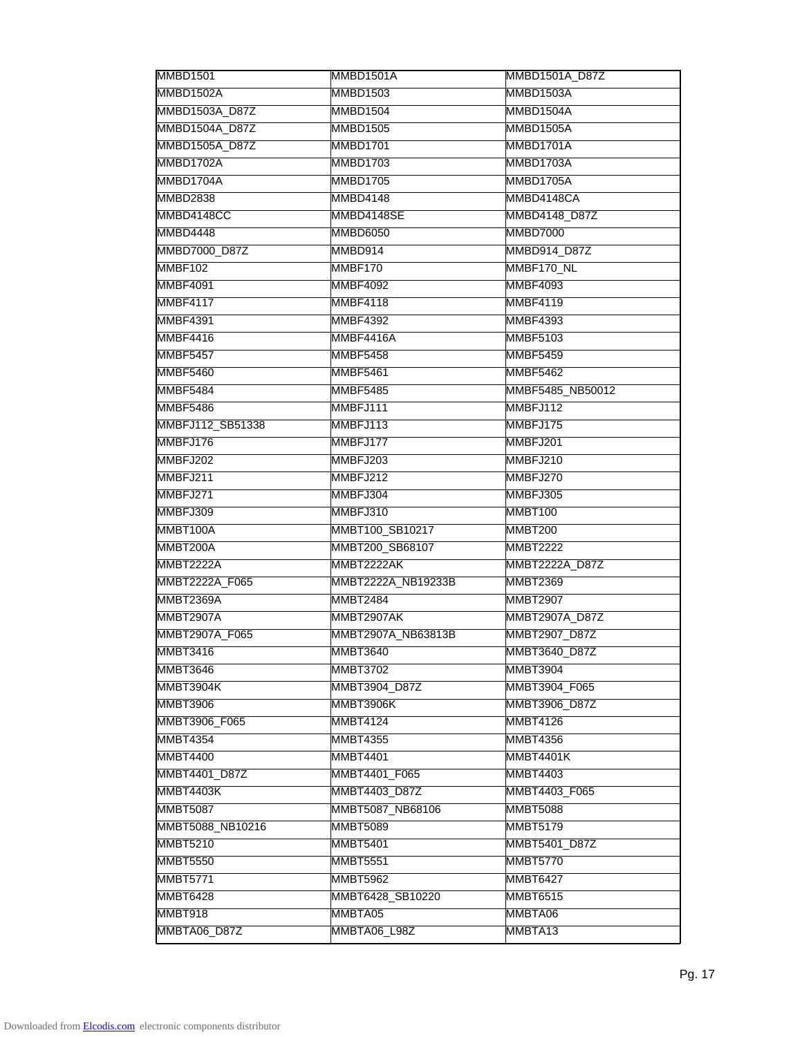| MMBD1501 | MMBD1501A | MMBD1501A_D87Z |
|---|---|---|
| MMBD1502A | MMBD1503 | MMBD1503A |
| MMBD1503A_D87Z | MMBD1504 | MMBD1504A |
| MMBD1504A_D87Z | MMBD1505 | MMBD1505A |
| MMBD1505A_D87Z | MMBD1701 | MMBD1701A |
| MMBD1702A | MMBD1703 | MMBD1703A |
| MMBD1704A | MMBD1705 | MMBD1705A |
| MMBD2838 | MMBD4148 | MMBD4148CA |
| MMBD4148CC | MMBD4148SE | MMBD4148_D87Z |
| MMBD4448 | MMBD6050 | MMBD7000 |
| MMBD7000_D87Z | MMBD914 | MMBD914_D87Z |
| MMBF102 | MMBF170 | MMBF170_NL |
| MMBF4091 | MMBF4092 | MMBF4093 |
| MMBF4117 | MMBF4118 | MMBF4119 |
| MMBF4391 | MMBF4392 | MMBF4393 |
| MMBF4416 | MMBF4416A | MMBF5103 |
| MMBF5457 | MMBF5458 | MMBF5459 |
| MMBF5460 | MMBF5461 | MMBF5462 |
| MMBF5484 | MMBF5485 | MMBF5485_NB50012 |
| MMBF5486 | MMBFJ111 | MMBFJ112 |
| MMBFJ112_SB51338 | MMBFJ113 | MMBFJ175 |
| MMBFJ176 | MMBFJ177 | MMBFJ201 |
| MMBFJ202 | MMBFJ203 | MMBFJ210 |
| MMBFJ211 | MMBFJ212 | MMBFJ270 |
| MMBFJ271 | MMBFJ304 | MMBFJ305 |
| MMBFJ309 | MMBFJ310 | MMBT100 |
| MMBT100A | MMBT100_SB10217 | MMBT200 |
| MMBT200A | MMBT200_SB68107 | MMBT2222 |
| MMBT2222A | MMBT2222AK | MMBT2222A_D87Z |
| MMBT2222A_F065 | MMBT2222A_NB19233B | MMBT2369 |
| MMBT2369A | MMBT2484 | MMBT2907 |
| MMBT2907A | MMBT2907AK | MMBT2907A_D87Z |
| MMBT2907A_F065 | MMBT2907A_NB63813B | MMBT2907_D87Z |
| MMBT3416 | MMBT3640 | MMBT3640_D87Z |
| MMBT3646 | MMBT3702 | MMBT3904 |
| MMBT3904K | MMBT3904_D87Z | MMBT3904_F065 |
| MMBT3906 | MMBT3906K | MMBT3906_D87Z |
| MMBT3906_F065 | MMBT4124 | MMBT4126 |
| MMBT4354 | MMBT4355 | MMBT4356 |
| MMBT4400 | MMBT4401 | MMBT4401K |
| MMBT4401_D87Z | MMBT4401_F065 | MMBT4403 |
| MMBT4403K | MMBT4403_D87Z | MMBT4403_F065 |
| MMBT5087 | MMBT5087_NB68106 | MMBT5088 |
| MMBT5088_NB10216 | MMBT5089 | MMBT5179 |
| MMBT5210 | MMBT5401 | MMBT5401_D87Z |
| MMBT5550 | MMBT5551 | MMBT5770 |
| MMBT5771 | MMBT5962 | MMBT6427 |
| MMBT6428 | MMBT6428_SB10220 | MMBT6515 |
| MMBT918 | MMBTA05 | MMBTA06 |
| MMBTA06_D87Z | MMBTA06_L98Z | MMBTA13 |

Downloaded from Elcodis.com electronic components distributor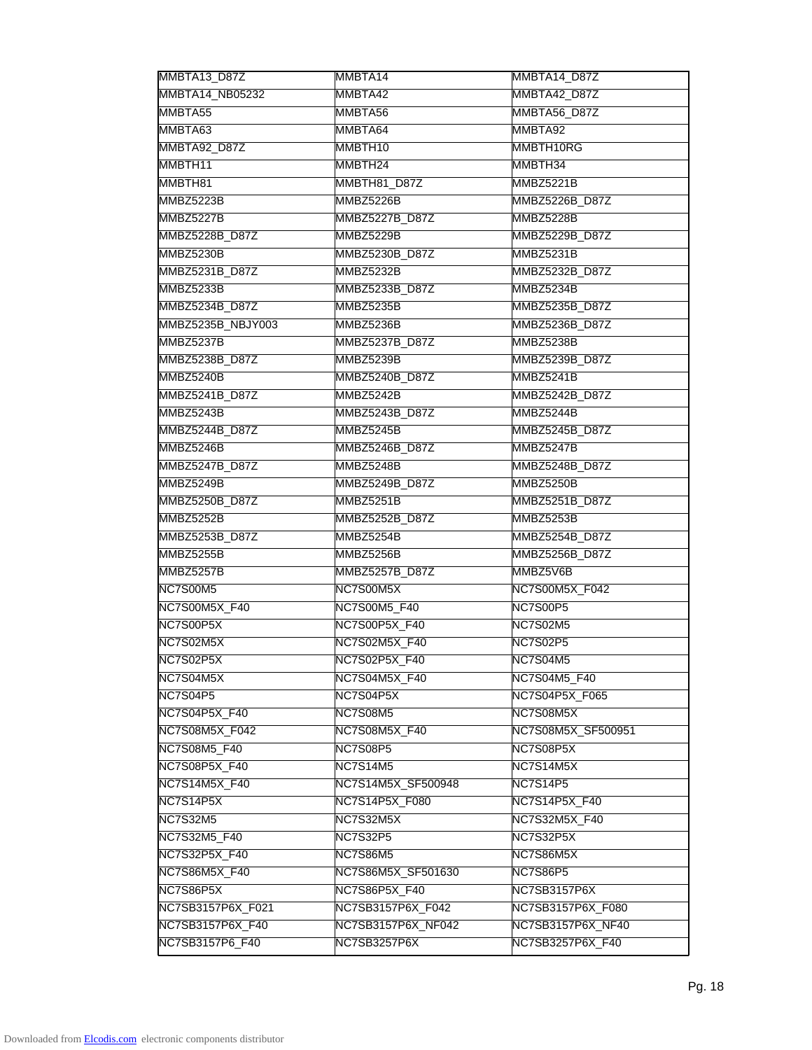| MMBTA13_D87Z | MMBTA14 | MMBTA14_D87Z |
|---|---|---|
| MMBTA14_NB05232 | MMBTA42 | MMBTA42_D87Z |
| MMBTA55 | MMBTA56 | MMBTA56_D87Z |
| MMBTA63 | MMBTA64 | MMBTA92 |
| MMBTA92_D87Z | MMBTH10 | MMBTH10RG |
| MMBTH11 | MMBTH24 | MMBTH34 |
| MMBTH81 | MMBTH81_D87Z | MMBZ5221B |
| MMBZ5223B | MMBZ5226B | MMBZ5226B_D87Z |
| MMBZ5227B | MMBZ5227B_D87Z | MMBZ5228B |
| MMBZ5228B_D87Z | MMBZ5229B | MMBZ5229B_D87Z |
| MMBZ5230B | MMBZ5230B_D87Z | MMBZ5231B |
| MMBZ5231B_D87Z | MMBZ5232B | MMBZ5232B_D87Z |
| MMBZ5233B | MMBZ5233B_D87Z | MMBZ5234B |
| MMBZ5234B_D87Z | MMBZ5235B | MMBZ5235B_D87Z |
| MMBZ5235B_NBJY003 | MMBZ5236B | MMBZ5236B_D87Z |
| MMBZ5237B | MMBZ5237B_D87Z | MMBZ5238B |
| MMBZ5238B_D87Z | MMBZ5239B | MMBZ5239B_D87Z |
| MMBZ5240B | MMBZ5240B_D87Z | MMBZ5241B |
| MMBZ5241B_D87Z | MMBZ5242B | MMBZ5242B_D87Z |
| MMBZ5243B | MMBZ5243B_D87Z | MMBZ5244B |
| MMBZ5244B_D87Z | MMBZ5245B | MMBZ5245B_D87Z |
| MMBZ5246B | MMBZ5246B_D87Z | MMBZ5247B |
| MMBZ5247B_D87Z | MMBZ5248B | MMBZ5248B_D87Z |
| MMBZ5249B | MMBZ5249B_D87Z | MMBZ5250B |
| MMBZ5250B_D87Z | MMBZ5251B | MMBZ5251B_D87Z |
| MMBZ5252B | MMBZ5252B_D87Z | MMBZ5253B |
| MMBZ5253B_D87Z | MMBZ5254B | MMBZ5254B_D87Z |
| MMBZ5255B | MMBZ5256B | MMBZ5256B_D87Z |
| MMBZ5257B | MMBZ5257B_D87Z | MMBZ5V6B |
| NC7S00M5 | NC7S00M5X | NC7S00M5X_F042 |
| NC7S00M5X_F40 | NC7S00M5_F40 | NC7S00P5 |
| NC7S00P5X | NC7S00P5X_F40 | NC7S02M5 |
| NC7S02M5X | NC7S02M5X_F40 | NC7S02P5 |
| NC7S02P5X | NC7S02P5X_F40 | NC7S04M5 |
| NC7S04M5X | NC7S04M5X_F40 | NC7S04M5_F40 |
| NC7S04P5 | NC7S04P5X | NC7S04P5X_F065 |
| NC7S04P5X_F40 | NC7S08M5 | NC7S08M5X |
| NC7S08M5X_F042 | NC7S08M5X_F40 | NC7S08M5X_SF500951 |
| NC7S08M5_F40 | NC7S08P5 | NC7S08P5X |
| NC7S08P5X_F40 | NC7S14M5 | NC7S14M5X |
| NC7S14M5X_F40 | NC7S14M5X_SF500948 | NC7S14P5 |
| NC7S14P5X | NC7S14P5X_F080 | NC7S14P5X_F40 |
| NC7S32M5 | NC7S32M5X | NC7S32M5X_F40 |
| NC7S32M5_F40 | NC7S32P5 | NC7S32P5X |
| NC7S32P5X_F40 | NC7S86M5 | NC7S86M5X |
| NC7S86M5X_F40 | NC7S86M5X_SF501630 | NC7S86P5 |
| NC7S86P5X | NC7S86P5X_F40 | NC7SB3157P6X |
| NC7SB3157P6X_F021 | NC7SB3157P6X_F042 | NC7SB3157P6X_F080 |
| NC7SB3157P6X_F40 | NC7SB3157P6X_NF042 | NC7SB3157P6X_NF40 |
| NC7SB3157P6_F40 | NC7SB3257P6X | NC7SB3257P6X_F40 |

Downloaded from Elcodis.com electronic components distributor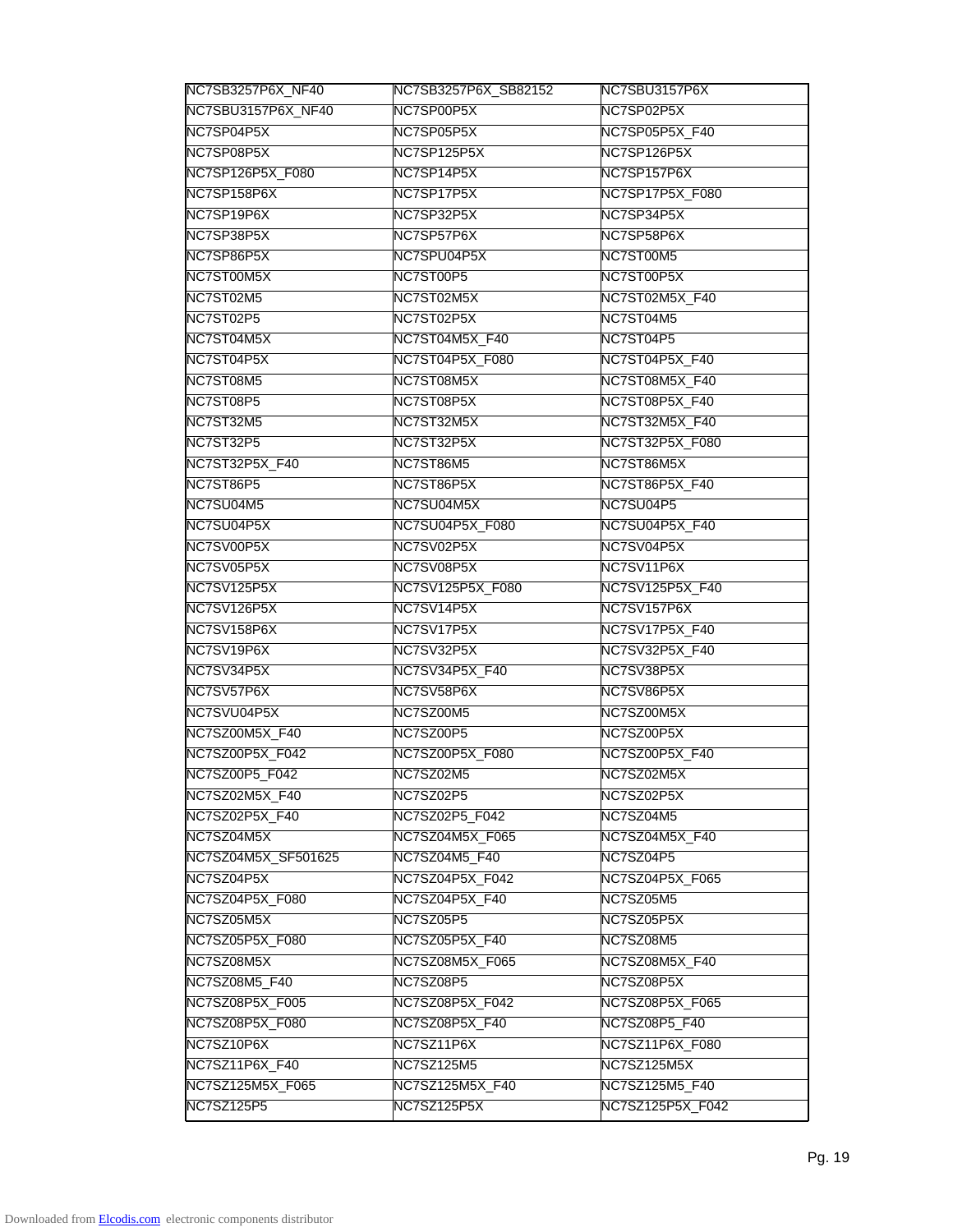| NC7SB3257P6X_NF40 | NC7SB3257P6X_SB82152 | NC7SBU3157P6X |
|---|---|---|
| NC7SBU3157P6X_NF40 | NC7SP00P5X | NC7SP02P5X |
| NC7SP04P5X | NC7SP05P5X | NC7SP05P5X_F40 |
| NC7SP08P5X | NC7SP125P5X | NC7SP126P5X |
| NC7SP126P5X_F080 | NC7SP14P5X | NC7SP157P6X |
| NC7SP158P6X | NC7SP17P5X | NC7SP17P5X_F080 |
| NC7SP19P6X | NC7SP32P5X | NC7SP34P5X |
| NC7SP38P5X | NC7SP57P6X | NC7SP58P6X |
| NC7SP86P5X | NC7SPU04P5X | NC7ST00M5 |
| NC7ST00M5X | NC7ST00P5 | NC7ST00P5X |
| NC7ST02M5 | NC7ST02M5X | NC7ST02M5X_F40 |
| NC7ST02P5 | NC7ST02P5X | NC7ST04M5 |
| NC7ST04M5X | NC7ST04M5X_F40 | NC7ST04P5 |
| NC7ST04P5X | NC7ST04P5X_F080 | NC7ST04P5X_F40 |
| NC7ST08M5 | NC7ST08M5X | NC7ST08M5X_F40 |
| NC7ST08P5 | NC7ST08P5X | NC7ST08P5X_F40 |
| NC7ST32M5 | NC7ST32M5X | NC7ST32M5X_F40 |
| NC7ST32P5 | NC7ST32P5X | NC7ST32P5X_F080 |
| NC7ST32P5X_F40 | NC7ST86M5 | NC7ST86M5X |
| NC7ST86P5 | NC7ST86P5X | NC7ST86P5X_F40 |
| NC7SU04M5 | NC7SU04M5X | NC7SU04P5 |
| NC7SU04P5X | NC7SU04P5X_F080 | NC7SU04P5X_F40 |
| NC7SV00P5X | NC7SV02P5X | NC7SV04P5X |
| NC7SV05P5X | NC7SV08P5X | NC7SV11P6X |
| NC7SV125P5X | NC7SV125P5X_F080 | NC7SV125P5X_F40 |
| NC7SV126P5X | NC7SV14P5X | NC7SV157P6X |
| NC7SV158P6X | NC7SV17P5X | NC7SV17P5X_F40 |
| NC7SV19P6X | NC7SV32P5X | NC7SV32P5X_F40 |
| NC7SV34P5X | NC7SV34P5X_F40 | NC7SV38P5X |
| NC7SV57P6X | NC7SV58P6X | NC7SV86P5X |
| NC7SVU04P5X | NC7SZ00M5 | NC7SZ00M5X |
| NC7SZ00M5X_F40 | NC7SZ00P5 | NC7SZ00P5X |
| NC7SZ00P5X_F042 | NC7SZ00P5X_F080 | NC7SZ00P5X_F40 |
| NC7SZ00P5_F042 | NC7SZ02M5 | NC7SZ02M5X |
| NC7SZ02M5X_F40 | NC7SZ02P5 | NC7SZ02P5X |
| NC7SZ02P5X_F40 | NC7SZ02P5_F042 | NC7SZ04M5 |
| NC7SZ04M5X | NC7SZ04M5X_F065 | NC7SZ04M5X_F40 |
| NC7SZ04M5X_SF501625 | NC7SZ04M5_F40 | NC7SZ04P5 |
| NC7SZ04P5X | NC7SZ04P5X_F042 | NC7SZ04P5X_F065 |
| NC7SZ04P5X_F080 | NC7SZ04P5X_F40 | NC7SZ05M5 |
| NC7SZ05M5X | NC7SZ05P5 | NC7SZ05P5X |
| NC7SZ05P5X_F080 | NC7SZ05P5X_F40 | NC7SZ08M5 |
| NC7SZ08M5X | NC7SZ08M5X_F065 | NC7SZ08M5X_F40 |
| NC7SZ08M5_F40 | NC7SZ08P5 | NC7SZ08P5X |
| NC7SZ08P5X_F005 | NC7SZ08P5X_F042 | NC7SZ08P5X_F065 |
| NC7SZ08P5X_F080 | NC7SZ08P5X_F40 | NC7SZ08P5_F40 |
| NC7SZ10P6X | NC7SZ11P6X | NC7SZ11P6X_F080 |
| NC7SZ11P6X_F40 | NC7SZ125M5 | NC7SZ125M5X |
| NC7SZ125M5X_F065 | NC7SZ125M5X_F40 | NC7SZ125M5_F40 |
| NC7SZ125P5 | NC7SZ125P5X | NC7SZ125P5X_F042 |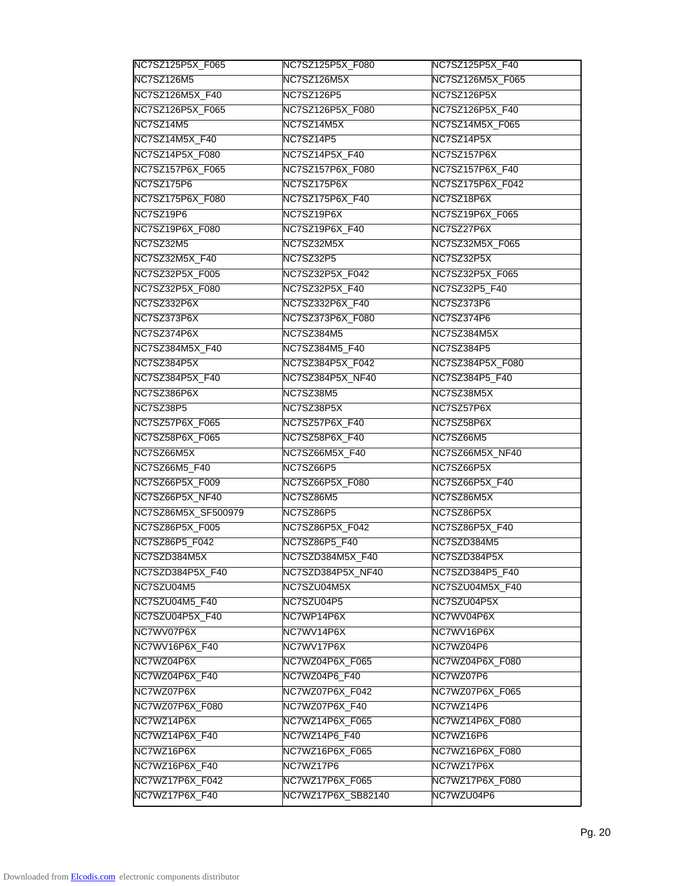| | | |
|---|---|---|
| NC7SZ125P5X_F065 | NC7SZ125P5X_F080 | NC7SZ125P5X_F40 |
| NC7SZ126M5 | NC7SZ126M5X | NC7SZ126M5X_F065 |
| NC7SZ126M5X_F40 | NC7SZ126P5 | NC7SZ126P5X |
| NC7SZ126P5X_F065 | NC7SZ126P5X_F080 | NC7SZ126P5X_F40 |
| NC7SZ14M5 | NC7SZ14M5X | NC7SZ14M5X_F065 |
| NC7SZ14M5X_F40 | NC7SZ14P5 | NC7SZ14P5X |
| NC7SZ14P5X_F080 | NC7SZ14P5X_F40 | NC7SZ157P6X |
| NC7SZ157P6X_F065 | NC7SZ157P6X_F080 | NC7SZ157P6X_F40 |
| NC7SZ175P6 | NC7SZ175P6X | NC7SZ175P6X_F042 |
| NC7SZ175P6X_F080 | NC7SZ175P6X_F40 | NC7SZ18P6X |
| NC7SZ19P6 | NC7SZ19P6X | NC7SZ19P6X_F065 |
| NC7SZ19P6X_F080 | NC7SZ19P6X_F40 | NC7SZ27P6X |
| NC7SZ32M5 | NC7SZ32M5X | NC7SZ32M5X_F065 |
| NC7SZ32M5X_F40 | NC7SZ32P5 | NC7SZ32P5X |
| NC7SZ32P5X_F005 | NC7SZ32P5X_F042 | NC7SZ32P5X_F065 |
| NC7SZ32P5X_F080 | NC7SZ32P5X_F40 | NC7SZ32P5_F40 |
| NC7SZ332P6X | NC7SZ332P6X_F40 | NC7SZ373P6 |
| NC7SZ373P6X | NC7SZ373P6X_F080 | NC7SZ374P6 |
| NC7SZ374P6X | NC7SZ384M5 | NC7SZ384M5X |
| NC7SZ384M5X_F40 | NC7SZ384M5_F40 | NC7SZ384P5 |
| NC7SZ384P5X | NC7SZ384P5X_F042 | NC7SZ384P5X_F080 |
| NC7SZ384P5X_F40 | NC7SZ384P5X_NF40 | NC7SZ384P5_F40 |
| NC7SZ386P6X | NC7SZ38M5 | NC7SZ38M5X |
| NC7SZ38P5 | NC7SZ38P5X | NC7SZ57P6X |
| NC7SZ57P6X_F065 | NC7SZ57P6X_F40 | NC7SZ58P6X |
| NC7SZ58P6X_F065 | NC7SZ58P6X_F40 | NC7SZ66M5 |
| NC7SZ66M5X | NC7SZ66M5X_F40 | NC7SZ66M5X_NF40 |
| NC7SZ66M5_F40 | NC7SZ66P5 | NC7SZ66P5X |
| NC7SZ66P5X_F009 | NC7SZ66P5X_F080 | NC7SZ66P5X_F40 |
| NC7SZ66P5X_NF40 | NC7SZ86M5 | NC7SZ86M5X |
| NC7SZ86M5X_SF500979 | NC7SZ86P5 | NC7SZ86P5X |
| NC7SZ86P5X_F005 | NC7SZ86P5X_F042 | NC7SZ86P5X_F40 |
| NC7SZ86P5_F042 | NC7SZ86P5_F40 | NC7SZD384M5 |
| NC7SZD384M5X | NC7SZD384M5X_F40 | NC7SZD384P5X |
| NC7SZD384P5X_F40 | NC7SZD384P5X_NF40 | NC7SZD384P5_F40 |
| NC7SZU04M5 | NC7SZU04M5X | NC7SZU04M5X_F40 |
| NC7SZU04M5_F40 | NC7SZU04P5 | NC7SZU04P5X |
| NC7SZU04P5X_F40 | NC7WP14P6X | NC7WV04P6X |
| NC7WV07P6X | NC7WV14P6X | NC7WV16P6X |
| NC7WV16P6X_F40 | NC7WV17P6X | NC7WZ04P6 |
| NC7WZ04P6X | NC7WZ04P6X_F065 | NC7WZ04P6X_F080 |
| NC7WZ04P6X_F40 | NC7WZ04P6_F40 | NC7WZ07P6 |
| NC7WZ07P6X | NC7WZ07P6X_F042 | NC7WZ07P6X_F065 |
| NC7WZ07P6X_F080 | NC7WZ07P6X_F40 | NC7WZ14P6 |
| NC7WZ14P6X | NC7WZ14P6X_F065 | NC7WZ14P6X_F080 |
| NC7WZ14P6X_F40 | NC7WZ14P6_F40 | NC7WZ16P6 |
| NC7WZ16P6X | NC7WZ16P6X_F065 | NC7WZ16P6X_F080 |
| NC7WZ16P6X_F40 | NC7WZ17P6 | NC7WZ17P6X |
| NC7WZ17P6X_F042 | NC7WZ17P6X_F065 | NC7WZ17P6X_F080 |
| NC7WZ17P6X_F40 | NC7WZ17P6X_SB82140 | NC7WZU04P6 |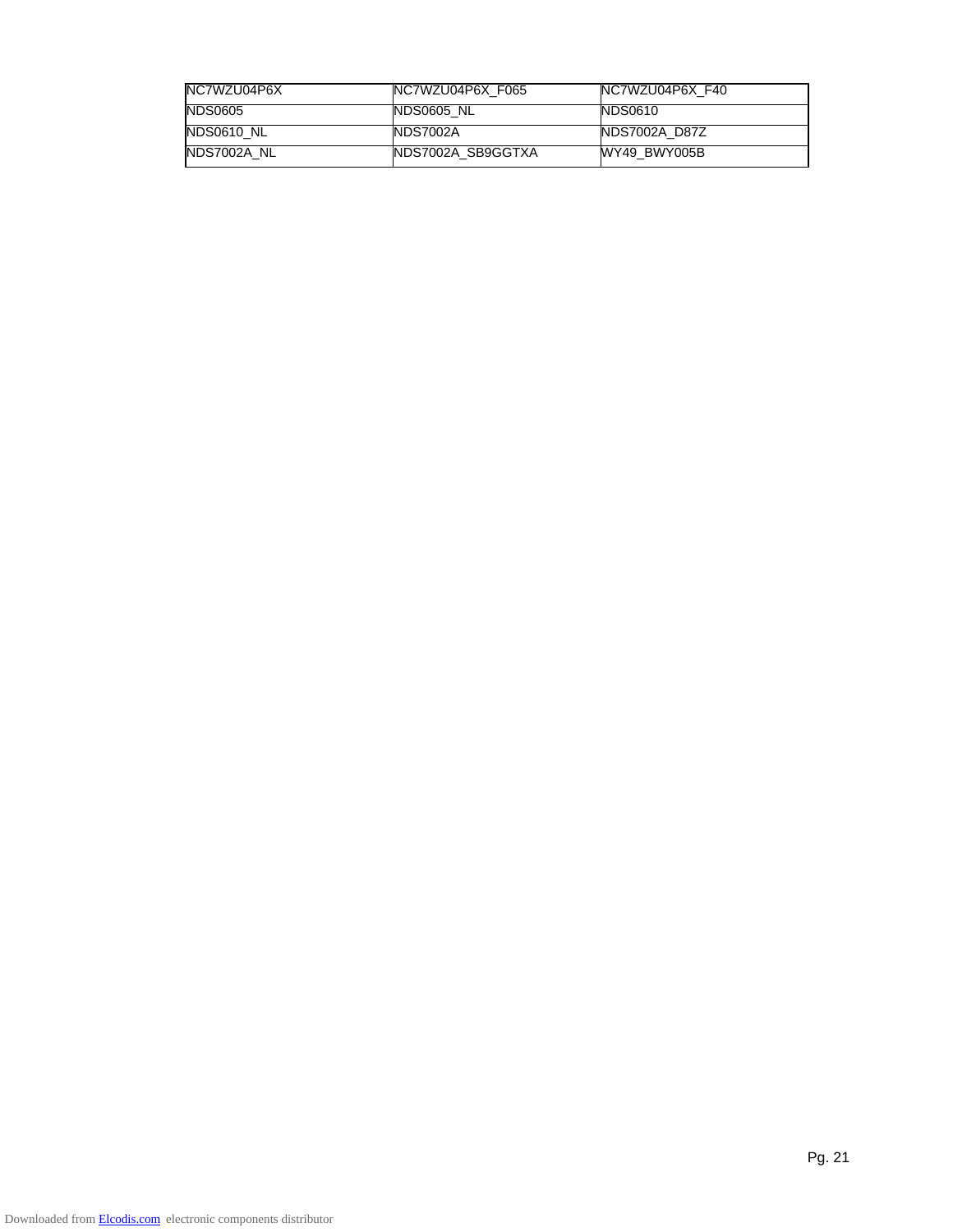| | | |
|---|---|---|
| NC7WZU04P6X | NC7WZU04P6X_F065 | NC7WZU04P6X_F40 |
| NDS0605 | NDS0605_NL | NDS0610 |
| NDS0610_NL | NDS7002A | NDS7002A_D87Z |
| NDS7002A_NL | NDS7002A_SB9GGTXA | WY49_BWY005B |